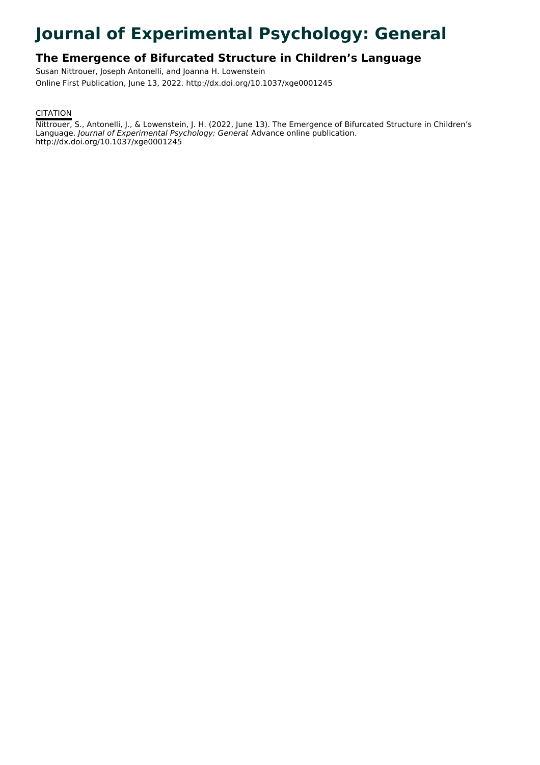# Journal of Experimental Psychology: General

## The Emergence of Bifurcated Structure in Children's Language

Susan Nittrouer, Joseph Antonelli, and Joanna H. Lowenstein

Online First Publication, June 13, 2022. http://dx.doi.org/10.1037/xge0001245

CITATION

Nittrouer, S., Antonelli, J., & Lowenstein, J. H. (2022, June 13). The Emergence of Bifurcated Structure in Children's Language. *Journal of Experimental Psychology: General*. Advance online publication. http://dx.doi.org/10.1037/xge0001245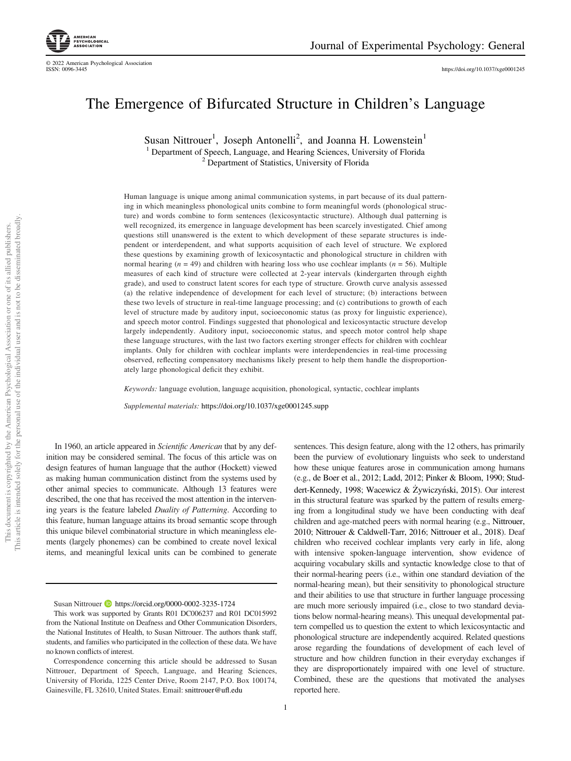# The Emergence of Bifurcated Structure in Children's Language

Susan Nittrouer[1], Joseph Antonelli[2], and Joanna H. Lowenstein[1]

[1] Department of Speech, Language, and Hearing Sciences, University of Florida

[2] Department of Statistics, University of Florida

Human language is unique among animal communication systems, in part because of its dual patterning in which meaningless phonological units combine to form meaningful words (phonological structure) and words combine to form sentences (lexicosyntactic structure). Although dual patterning is well recognized, its emergence in language development has been scarcely investigated. Chief among questions still unanswered is the extent to which development of these separate structures is independent or interdependent, and what supports acquisition of each level of structure. We explored these questions by examining growth of lexicosyntactic and phonological structure in children with normal hearing ($n = 49$) and children with hearing loss who use cochlear implants ($n = 56$). Multiple measures of each kind of structure were collected at 2-year intervals (kindergarten through eighth grade), and used to construct latent scores for each type of structure. Growth curve analysis assessed (a) the relative independence of development for each level of structure; (b) interactions between these two levels of structure in real-time language processing; and (c) contributions to growth of each level of structure made by auditory input, socioeconomic status (as proxy for linguistic experience), and speech motor control. Findings suggested that phonological and lexicosyntactic structure develop largely independently. Auditory input, socioeconomic status, and speech motor control help shape these language structures, with the last two factors exerting stronger effects for children with cochlear implants. Only for children with cochlear implants were interdependencies in real-time processing observed, reflecting compensatory mechanisms likely present to help them handle the disproportionately large phonological deficit they exhibit.

*Keywords:* language evolution, language acquisition, phonological, syntactic, cochlear implants

*Supplemental materials:* https://doi.org/10.1037/xge0001245.supp

In 1960, an article appeared in *Scientific American* that by any definition may be considered seminal. The focus of this article was on design features of human language that the author (Hockett) viewed as making human communication distinct from the systems used by other animal species to communicate. Although 13 features were described, the one that has received the most attention in the intervening years is the feature labeled *Duality of Patterning*. According to this feature, human language attains its broad semantic scope through this unique bilevel combinatorial structure in which meaningless elements (largely phonemes) can be combined to create novel lexical items, and meaningful lexical units can be combined to generate sentences. This design feature, along with the 12 others, has primarily been the purview of evolutionary linguists who seek to understand how these unique features arose in communication among humans (e.g., de Boer et al., 2012; Ladd, 2012; Pinker & Bloom, 1990; Studdert-Kennedy, 1998; Wacewicz & Żywiczyński, 2015). Our interest in this structural feature was sparked by the pattern of results emerging from a longitudinal study we have been conducting with deaf children and age-matched peers with normal hearing (e.g., Nittrouer, 2010; Nittrouer & Caldwell-Tarr, 2016; Nittrouer et al., 2018). Deaf children who received cochlear implants very early in life, along with intensive spoken-language intervention, show evidence of acquiring vocabulary skills and syntactic knowledge close to that of their normal-hearing peers (i.e., within one standard deviation of the normal-hearing mean), but their sensitivity to phonological structure and their abilities to use that structure in further language processing are much more seriously impaired (i.e., close to two standard deviations below normal-hearing means). This unequal developmental pattern compelled us to question the extent to which lexicosyntactic and phonological structure are independently acquired. Related questions arose regarding the foundations of development of each level of structure and how children function in their everyday exchanges if they are disproportionately impaired with one level of structure. Combined, these are the questions that motivated the analyses reported here.

---

Susan Nittrouer https://orcid.org/0000-0002-3235-1724

This work was supported by Grants R01 DC006237 and R01 DC015992 from the National Institute on Deafness and Other Communication Disorders, the National Institutes of Health, to Susan Nittrouer. The authors thank staff, students, and families who participated in the collection of these data. We have no known conflicts of interest.

Correspondence concerning this article should be addressed to Susan Nittrouer, Department of Speech, Language, and Hearing Sciences, University of Florida, 1225 Center Drive, Room 2147, P.O. Box 100174, Gainesville, FL 32610, United States. Email: snittrouer@ufl.edu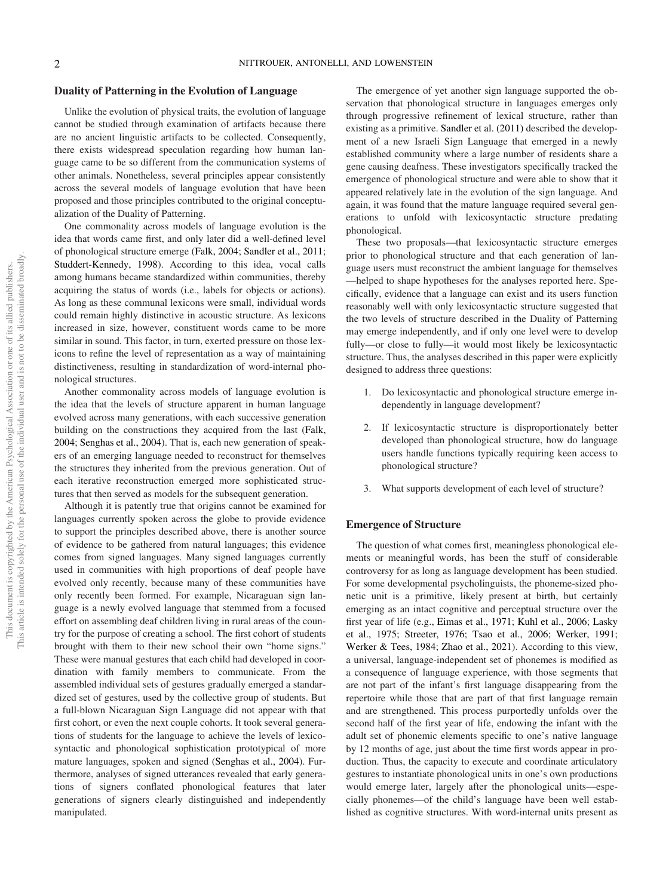## Duality of Patterning in the Evolution of Language

Unlike the evolution of physical traits, the evolution of language cannot be studied through examination of artifacts because there are no ancient linguistic artifacts to be collected. Consequently, there exists widespread speculation regarding how human language came to be so different from the communication systems of other animals. Nonetheless, several principles appear consistently across the several models of language evolution that have been proposed and those principles contributed to the original conceptualization of the Duality of Patterning.

One commonality across models of language evolution is the idea that words came first, and only later did a well-defined level of phonological structure emerge (Falk, 2004; Sandler et al., 2011; Studdert-Kennedy, 1998). According to this idea, vocal calls among humans became standardized within communities, thereby acquiring the status of words (i.e., labels for objects or actions). As long as these communal lexicons were small, individual words could remain highly distinctive in acoustic structure. As lexicons increased in size, however, constituent words came to be more similar in sound. This factor, in turn, exerted pressure on those lexicons to refine the level of representation as a way of maintaining distinctiveness, resulting in standardization of word-internal phonological structures.

Another commonality across models of language evolution is the idea that the levels of structure apparent in human language evolved across many generations, with each successive generation building on the constructions they acquired from the last (Falk, 2004; Senghas et al., 2004). That is, each new generation of speakers of an emerging language needed to reconstruct for themselves the structures they inherited from the previous generation. Out of each iterative reconstruction emerged more sophisticated structures that then served as models for the subsequent generation.

Although it is patently true that origins cannot be examined for languages currently spoken across the globe to provide evidence to support the principles described above, there is another source of evidence to be gathered from natural languages; this evidence comes from signed languages. Many signed languages currently used in communities with high proportions of deaf people have evolved only recently, because many of these communities have only recently been formed. For example, Nicaraguan sign language is a newly evolved language that stemmed from a focused effort on assembling deaf children living in rural areas of the country for the purpose of creating a school. The first cohort of students brought with them to their new school their own "home signs." These were manual gestures that each child had developed in coordination with family members to communicate. From the assembled individual sets of gestures gradually emerged a standardized set of gestures, used by the collective group of students. But a full-blown Nicaraguan Sign Language did not appear with that first cohort, or even the next couple cohorts. It took several generations of students for the language to achieve the levels of lexicosyntactic and phonological sophistication prototypical of more mature languages, spoken and signed (Senghas et al., 2004). Furthermore, analyses of signed utterances revealed that early generations of signers conflated phonological features that later generations of signers clearly distinguished and independently manipulated.

The emergence of yet another sign language supported the observation that phonological structure in languages emerges only through progressive refinement of lexical structure, rather than existing as a primitive. Sandler et al. (2011) described the development of a new Israeli Sign Language that emerged in a newly established community where a large number of residents share a gene causing deafness. These investigators specifically tracked the emergence of phonological structure and were able to show that it appeared relatively late in the evolution of the sign language. And again, it was found that the mature language required several generations to unfold with lexicosyntactic structure predating phonological.

These two proposals—that lexicosyntactic structure emerges prior to phonological structure and that each generation of language users must reconstruct the ambient language for themselves—helped to shape hypotheses for the analyses reported here. Specifically, evidence that a language can exist and its users function reasonably well with only lexicosyntactic structure suggested that the two levels of structure described in the Duality of Patterning may emerge independently, and if only one level were to develop fully—or close to fully—it would most likely be lexicosyntactic structure. Thus, the analyses described in this paper were explicitly designed to address three questions:

1. Do lexicosyntactic and phonological structure emerge independently in language development?
2. If lexicosyntactic structure is disproportionately better developed than phonological structure, how do language users handle functions typically requiring keen access to phonological structure?
3. What supports development of each level of structure?

## Emergence of Structure

The question of what comes first, meaningless phonological elements or meaningful words, has been the stuff of considerable controversy for as long as language development has been studied. For some developmental psycholinguists, the phoneme-sized phonetic unit is a primitive, likely present at birth, but certainly emerging as an intact cognitive and perceptual structure over the first year of life (e.g., Eimas et al., 1971; Kuhl et al., 2006; Lasky et al., 1975; Streeter, 1976; Tsao et al., 2006; Werker, 1991; Werker & Tees, 1984; Zhao et al., 2021). According to this view, a universal, language-independent set of phonemes is modified as a consequence of language experience, with those segments that are not part of the infant's first language disappearing from the repertoire while those that are part of that first language remain and are strengthened. This process purportedly unfolds over the second half of the first year of life, endowing the infant with the adult set of phonemic elements specific to one's native language by 12 months of age, just about the time first words appear in production. Thus, the capacity to execute and coordinate articulatory gestures to instantiate phonological units in one's own productions would emerge later, largely after the phonological units—especially phonemes—of the child's language have been well established as cognitive structures. With word-internal units present as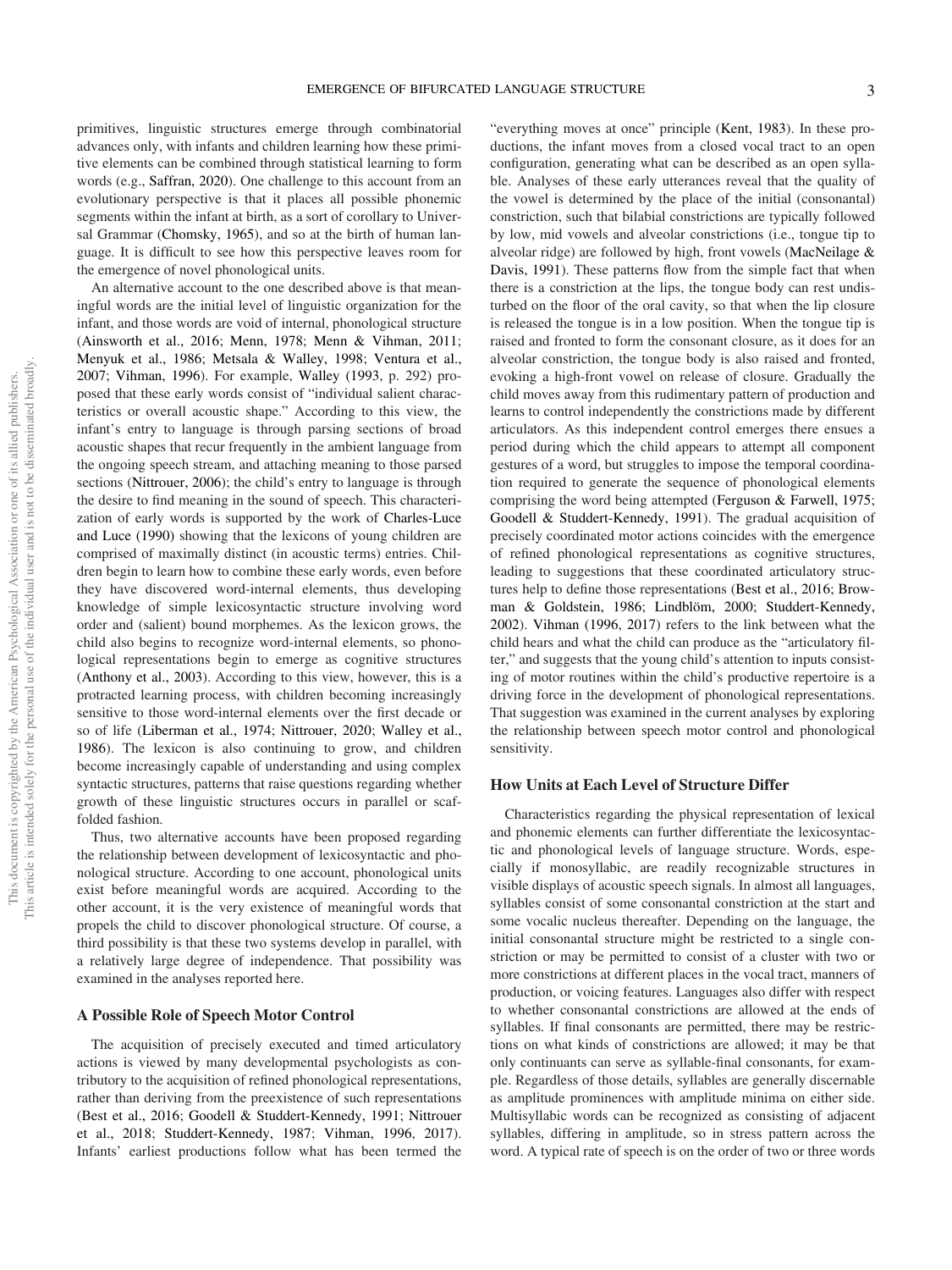primitives, linguistic structures emerge through combinatorial advances only, with infants and children learning how these primitive elements can be combined through statistical learning to form words (e.g., Saffran, 2020). One challenge to this account from an evolutionary perspective is that it places all possible phonemic segments within the infant at birth, as a sort of corollary to Universal Grammar (Chomsky, 1965), and so at the birth of human language. It is difficult to see how this perspective leaves room for the emergence of novel phonological units.

An alternative account to the one described above is that meaningful words are the initial level of linguistic organization for the infant, and those words are void of internal, phonological structure (Ainsworth et al., 2016; Menn, 1978; Menn & Vihman, 2011; Menyuk et al., 1986; Metsala & Walley, 1998; Ventura et al., 2007; Vihman, 1996). For example, Walley (1993, p. 292) proposed that these early words consist of "individual salient characteristics or overall acoustic shape." According to this view, the infant's entry to language is through parsing sections of broad acoustic shapes that recur frequently in the ambient language from the ongoing speech stream, and attaching meaning to those parsed sections (Nittrouer, 2006); the child's entry to language is through the desire to find meaning in the sound of speech. This characterization of early words is supported by the work of Charles-Luce and Luce (1990) showing that the lexicons of young children are comprised of maximally distinct (in acoustic terms) entries. Children begin to learn how to combine these early words, even before they have discovered word-internal elements, thus developing knowledge of simple lexicosyntactic structure involving word order and (salient) bound morphemes. As the lexicon grows, the child also begins to recognize word-internal elements, so phonological representations begin to emerge as cognitive structures (Anthony et al., 2003). According to this view, however, this is a protracted learning process, with children becoming increasingly sensitive to those word-internal elements over the first decade or so of life (Liberman et al., 1974; Nittrouer, 2020; Walley et al., 1986). The lexicon is also continuing to grow, and children become increasingly capable of understanding and using complex syntactic structures, patterns that raise questions regarding whether growth of these linguistic structures occurs in parallel or scaffolded fashion.

Thus, two alternative accounts have been proposed regarding the relationship between development of lexicosyntactic and phonological structure. According to one account, phonological units exist before meaningful words are acquired. According to the other account, it is the very existence of meaningful words that propels the child to discover phonological structure. Of course, a third possibility is that these two systems develop in parallel, with a relatively large degree of independence. That possibility was examined in the analyses reported here.

## A Possible Role of Speech Motor Control

The acquisition of precisely executed and timed articulatory actions is viewed by many developmental psychologists as contributory to the acquisition of refined phonological representations, rather than deriving from the preexistence of such representations (Best et al., 2016; Goodell & Studdert-Kennedy, 1991; Nittrouer et al., 2018; Studdert-Kennedy, 1987; Vihman, 1996, 2017). Infants' earliest productions follow what has been termed the "everything moves at once" principle (Kent, 1983). In these productions, the infant moves from a closed vocal tract to an open configuration, generating what can be described as an open syllable. Analyses of these early utterances reveal that the quality of the vowel is determined by the place of the initial (consonantal) constriction, such that bilabial constrictions are typically followed by low, mid vowels and alveolar constrictions (i.e., tongue tip to alveolar ridge) are followed by high, front vowels (MacNeilage & Davis, 1991). These patterns flow from the simple fact that when there is a constriction at the lips, the tongue body can rest undisturbed on the floor of the oral cavity, so that when the lip closure is released the tongue is in a low position. When the tongue tip is raised and fronted to form the consonant closure, as it does for an alveolar constriction, the tongue body is also raised and fronted, evoking a high-front vowel on release of closure. Gradually the child moves away from this rudimentary pattern of production and learns to control independently the constrictions made by different articulators. As this independent control emerges there ensues a period during which the child appears to attempt all component gestures of a word, but struggles to impose the temporal coordination required to generate the sequence of phonological elements comprising the word being attempted (Ferguson & Farwell, 1975; Goodell & Studdert-Kennedy, 1991). The gradual acquisition of precisely coordinated motor actions coincides with the emergence of refined phonological representations as cognitive structures, leading to suggestions that these coordinated articulatory structures help to define those representations (Best et al., 2016; Browman & Goldstein, 1986; Lindblöm, 2000; Studdert-Kennedy, 2002). Vihman (1996, 2017) refers to the link between what the child hears and what the child can produce as the "articulatory filter," and suggests that the young child's attention to inputs consisting of motor routines within the child's productive repertoire is a driving force in the development of phonological representations. That suggestion was examined in the current analyses by exploring the relationship between speech motor control and phonological sensitivity.

## How Units at Each Level of Structure Differ

Characteristics regarding the physical representation of lexical and phonemic elements can further differentiate the lexicosyntactic and phonological levels of language structure. Words, especially if monosyllabic, are readily recognizable structures in visible displays of acoustic speech signals. In almost all languages, syllables consist of some consonantal constriction at the start and some vocalic nucleus thereafter. Depending on the language, the initial consonantal structure might be restricted to a single constriction or may be permitted to consist of a cluster with two or more constrictions at different places in the vocal tract, manners of production, or voicing features. Languages also differ with respect to whether consonantal constrictions are allowed at the ends of syllables. If final consonants are permitted, there may be restrictions on what kinds of constrictions are allowed; it may be that only continuants can serve as syllable-final consonants, for example. Regardless of those details, syllables are generally discernable as amplitude prominences with amplitude minima on either side. Multisyllabic words can be recognized as consisting of adjacent syllables, differing in amplitude, so in stress pattern across the word. A typical rate of speech is on the order of two or three words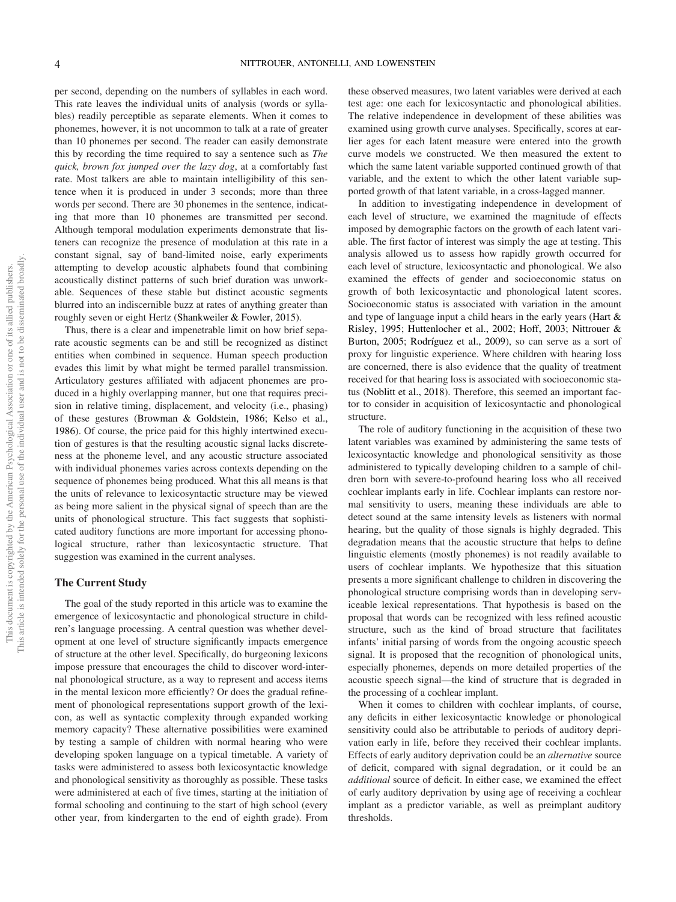per second, depending on the numbers of syllables in each word. This rate leaves the individual units of analysis (words or syllables) readily perceptible as separate elements. When it comes to phonemes, however, it is not uncommon to talk at a rate of greater than 10 phonemes per second. The reader can easily demonstrate this by recording the time required to say a sentence such as *The quick, brown fox jumped over the lazy dog*, at a comfortably fast rate. Most talkers are able to maintain intelligibility of this sentence when it is produced in under 3 seconds; more than three words per second. There are 30 phonemes in the sentence, indicating that more than 10 phonemes are transmitted per second. Although temporal modulation experiments demonstrate that listeners can recognize the presence of modulation at this rate in a constant signal, say of band-limited noise, early experiments attempting to develop acoustic alphabets found that combining acoustically distinct patterns of such brief duration was unworkable. Sequences of these stable but distinct acoustic segments blurred into an indiscernible buzz at rates of anything greater than roughly seven or eight Hertz (Shankweiler & Fowler, 2015).

Thus, there is a clear and impenetrable limit on how brief separate acoustic segments can be and still be recognized as distinct entities when combined in sequence. Human speech production evades this limit by what might be termed parallel transmission. Articulatory gestures affiliated with adjacent phonemes are produced in a highly overlapping manner, but one that requires precision in relative timing, displacement, and velocity (i.e., phasing) of these gestures (Browman & Goldstein, 1986; Kelso et al., 1986). Of course, the price paid for this highly intertwined execution of gestures is that the resulting acoustic signal lacks discreteness at the phoneme level, and any acoustic structure associated with individual phonemes varies across contexts depending on the sequence of phonemes being produced. What this all means is that the units of relevance to lexicosyntactic structure may be viewed as being more salient in the physical signal of speech than are the units of phonological structure. This fact suggests that sophisticated auditory functions are more important for accessing phonological structure, rather than lexicosyntactic structure. That suggestion was examined in the current analyses.

## The Current Study

The goal of the study reported in this article was to examine the emergence of lexicosyntactic and phonological structure in children's language processing. A central question was whether development at one level of structure significantly impacts emergence of structure at the other level. Specifically, do burgeoning lexicons impose pressure that encourages the child to discover word-internal phonological structure, as a way to represent and access items in the mental lexicon more efficiently? Or does the gradual refinement of phonological representations support growth of the lexicon, as well as syntactic complexity through expanded working memory capacity? These alternative possibilities were examined by testing a sample of children with normal hearing who were developing spoken language on a typical timetable. A variety of tasks were administered to assess both lexicosyntactic knowledge and phonological sensitivity as thoroughly as possible. These tasks were administered at each of five times, starting at the initiation of formal schooling and continuing to the start of high school (every other year, from kindergarten to the end of eighth grade). From these observed measures, two latent variables were derived at each test age: one each for lexicosyntactic and phonological abilities. The relative independence in development of these abilities was examined using growth curve analyses. Specifically, scores at earlier ages for each latent measure were entered into the growth curve models we constructed. We then measured the extent to which the same latent variable supported continued growth of that variable, and the extent to which the other latent variable supported growth of that latent variable, in a cross-lagged manner.

In addition to investigating independence in development of each level of structure, we examined the magnitude of effects imposed by demographic factors on the growth of each latent variable. The first factor of interest was simply the age at testing. This analysis allowed us to assess how rapidly growth occurred for each level of structure, lexicosyntactic and phonological. We also examined the effects of gender and socioeconomic status on growth of both lexicosyntactic and phonological latent scores. Socioeconomic status is associated with variation in the amount and type of language input a child hears in the early years (Hart & Risley, 1995; Huttenlocher et al., 2002; Hoff, 2003; Nittrouer & Burton, 2005; Rodríguez et al., 2009), so can serve as a sort of proxy for linguistic experience. Where children with hearing loss are concerned, there is also evidence that the quality of treatment received for that hearing loss is associated with socioeconomic status (Noblitt et al., 2018). Therefore, this seemed an important factor to consider in acquisition of lexicosyntactic and phonological structure.

The role of auditory functioning in the acquisition of these two latent variables was examined by administering the same tests of lexicosyntactic knowledge and phonological sensitivity as those administered to typically developing children to a sample of children born with severe-to-profound hearing loss who all received cochlear implants early in life. Cochlear implants can restore normal sensitivity to users, meaning these individuals are able to detect sound at the same intensity levels as listeners with normal hearing, but the quality of those signals is highly degraded. This degradation means that the acoustic structure that helps to define linguistic elements (mostly phonemes) is not readily available to users of cochlear implants. We hypothesize that this situation presents a more significant challenge to children in discovering the phonological structure comprising words than in developing serviceable lexical representations. That hypothesis is based on the proposal that words can be recognized with less refined acoustic structure, such as the kind of broad structure that facilitates infants' initial parsing of words from the ongoing acoustic speech signal. It is proposed that the recognition of phonological units, especially phonemes, depends on more detailed properties of the acoustic speech signal—the kind of structure that is degraded in the processing of a cochlear implant.

When it comes to children with cochlear implants, of course, any deficits in either lexicosyntactic knowledge or phonological sensitivity could also be attributable to periods of auditory deprivation early in life, before they received their cochlear implants. Effects of early auditory deprivation could be an *alternative* source of deficit, compared with signal degradation, or it could be an *additional* source of deficit. In either case, we examined the effect of early auditory deprivation by using age of receiving a cochlear implant as a predictor variable, as well as preimplant auditory thresholds.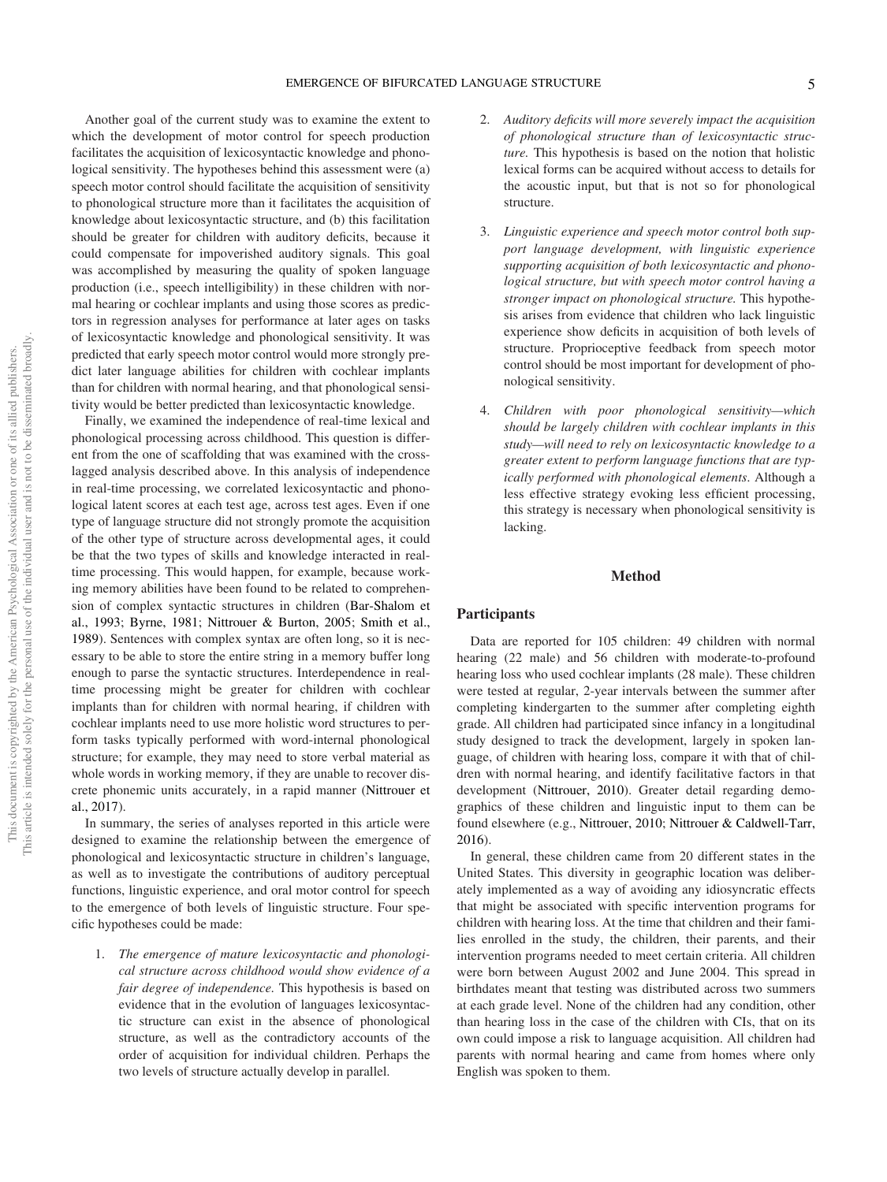Another goal of the current study was to examine the extent to which the development of motor control for speech production facilitates the acquisition of lexicosyntactic knowledge and phonological sensitivity. The hypotheses behind this assessment were (a) speech motor control should facilitate the acquisition of sensitivity to phonological structure more than it facilitates the acquisition of knowledge about lexicosyntactic structure, and (b) this facilitation should be greater for children with auditory deficits, because it could compensate for impoverished auditory signals. This goal was accomplished by measuring the quality of spoken language production (i.e., speech intelligibility) in these children with normal hearing or cochlear implants and using those scores as predictors in regression analyses for performance at later ages on tasks of lexicosyntactic knowledge and phonological sensitivity. It was predicted that early speech motor control would more strongly predict later language abilities for children with cochlear implants than for children with normal hearing, and that phonological sensitivity would be better predicted than lexicosyntactic knowledge.

Finally, we examined the independence of real-time lexical and phonological processing across childhood. This question is different from the one of scaffolding that was examined with the cross-lagged analysis described above. In this analysis of independence in real-time processing, we correlated lexicosyntactic and phonological latent scores at each test age, across test ages. Even if one type of language structure did not strongly promote the acquisition of the other type of structure across developmental ages, it could be that the two types of skills and knowledge interacted in real-time processing. This would happen, for example, because working memory abilities have been found to be related to comprehension of complex syntactic structures in children (Bar-Shalom et al., 1993; Byrne, 1981; Nittrouer & Burton, 2005; Smith et al., 1989). Sentences with complex syntax are often long, so it is necessary to be able to store the entire string in a memory buffer long enough to parse the syntactic structures. Interdependence in real-time processing might be greater for children with cochlear implants than for children with normal hearing, if children with cochlear implants need to use more holistic word structures to perform tasks typically performed with word-internal phonological structure; for example, they may need to store verbal material as whole words in working memory, if they are unable to recover discrete phonemic units accurately, in a rapid manner (Nittrouer et al., 2017).

In summary, the series of analyses reported in this article were designed to examine the relationship between the emergence of phonological and lexicosyntactic structure in children's language, as well as to investigate the contributions of auditory perceptual functions, linguistic experience, and oral motor control for speech to the emergence of both levels of linguistic structure. Four specific hypotheses could be made:

1. *The emergence of mature lexicosyntactic and phonological structure across childhood would show evidence of a fair degree of independence.* This hypothesis is based on evidence that in the evolution of languages lexicosyntactic structure can exist in the absence of phonological structure, as well as the contradictory accounts of the order of acquisition for individual children. Perhaps the two levels of structure actually develop in parallel.

2. *Auditory deficits will more severely impact the acquisition of phonological structure than of lexicosyntactic structure.* This hypothesis is based on the notion that holistic lexical forms can be acquired without access to details for the acoustic input, but that is not so for phonological structure.

3. *Linguistic experience and speech motor control both support language development, with linguistic experience supporting acquisition of both lexicosyntactic and phonological structure, but with speech motor control having a stronger impact on phonological structure.* This hypothesis arises from evidence that children who lack linguistic experience show deficits in acquisition of both levels of structure. Proprioceptive feedback from speech motor control should be most important for development of phonological sensitivity.

4. *Children with poor phonological sensitivity—which should be largely children with cochlear implants in this study—will need to rely on lexicosyntactic knowledge to a greater extent to perform language functions that are typically performed with phonological elements.* Although a less effective strategy evoking less efficient processing, this strategy is necessary when phonological sensitivity is lacking.

## Method

### Participants

Data are reported for 105 children: 49 children with normal hearing (22 male) and 56 children with moderate-to-profound hearing loss who used cochlear implants (28 male). These children were tested at regular, 2-year intervals between the summer after completing kindergarten to the summer after completing eighth grade. All children had participated since infancy in a longitudinal study designed to track the development, largely in spoken language, of children with hearing loss, compare it with that of children with normal hearing, and identify facilitative factors in that development (Nittrouer, 2010). Greater detail regarding demographics of these children and linguistic input to them can be found elsewhere (e.g., Nittrouer, 2010; Nittrouer & Caldwell-Tarr, 2016).

In general, these children came from 20 different states in the United States. This diversity in geographic location was deliberately implemented as a way of avoiding any idiosyncratic effects that might be associated with specific intervention programs for children with hearing loss. At the time that children and their families enrolled in the study, the children, their parents, and their intervention programs needed to meet certain criteria. All children were born between August 2002 and June 2004. This spread in birthdates meant that testing was distributed across two summers at each grade level. None of the children had any condition, other than hearing loss in the case of the children with CIs, that on its own could impose a risk to language acquisition. All children had parents with normal hearing and came from homes where only English was spoken to them.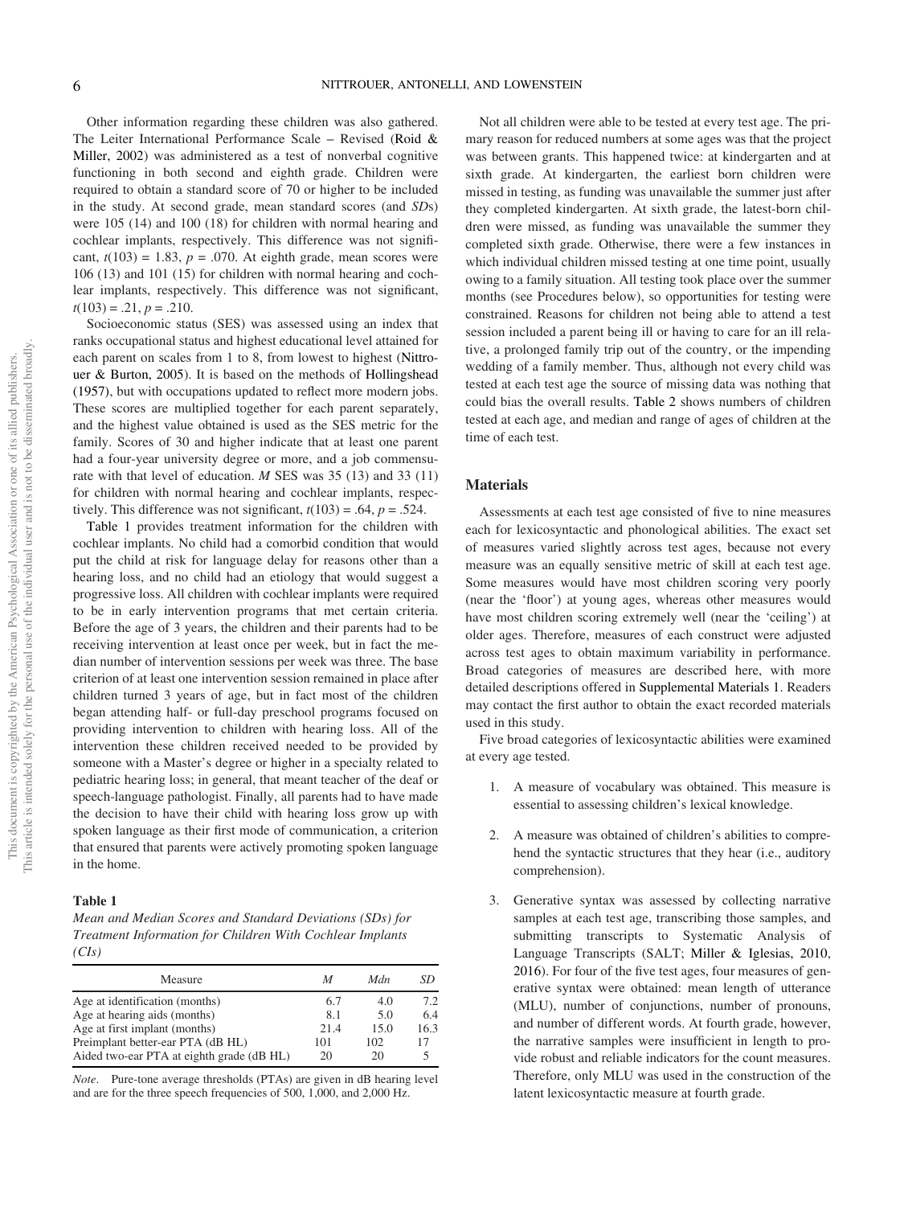Other information regarding these children was also gathered. The Leiter International Performance Scale – Revised (Roid & Miller, 2002) was administered as a test of nonverbal cognitive functioning in both second and eighth grade. Children were required to obtain a standard score of 70 or higher to be included in the study. At second grade, mean standard scores (and *SD*s) were 105 (14) and 100 (18) for children with normal hearing and cochlear implants, respectively. This difference was not significant, $t(103) = 1.83$, $p = .070$. At eighth grade, mean scores were 106 (13) and 101 (15) for children with normal hearing and cochlear implants, respectively. This difference was not significant, $t(103) = .21$, $p = .210$.

Socioeconomic status (SES) was assessed using an index that ranks occupational status and highest educational level attained for each parent on scales from 1 to 8, from lowest to highest (Nittrouer & Burton, 2005). It is based on the methods of Hollingshead (1957), but with occupations updated to reflect more modern jobs. These scores are multiplied together for each parent separately, and the highest value obtained is used as the SES metric for the family. Scores of 30 and higher indicate that at least one parent had a four-year university degree or more, and a job commensurate with that level of education. *M* SES was 35 (13) and 33 (11) for children with normal hearing and cochlear implants, respectively. This difference was not significant, $t(103) = .64$, $p = .524$.

Table 1 provides treatment information for the children with cochlear implants. No child had a comorbid condition that would put the child at risk for language delay for reasons other than a hearing loss, and no child had an etiology that would suggest a progressive loss. All children with cochlear implants were required to be in early intervention programs that met certain criteria. Before the age of 3 years, the children and their parents had to be receiving intervention at least once per week, but in fact the median number of intervention sessions per week was three. The base criterion of at least one intervention session remained in place after children turned 3 years of age, but in fact most of the children began attending half- or full-day preschool programs focused on providing intervention to children with hearing loss. All of the intervention these children received needed to be provided by someone with a Master's degree or higher in a specialty related to pediatric hearing loss; in general, that meant teacher of the deaf or speech-language pathologist. Finally, all parents had to have made the decision to have their child with hearing loss grow up with spoken language as their first mode of communication, a criterion that ensured that parents were actively promoting spoken language in the home.

**Table 1**

*Mean and Median Scores and Standard Deviations (SDs) for Treatment Information for Children With Cochlear Implants (CIs)*

| Measure | *M* | *Mdn* | *SD* |
|---|---|---|---|
| Age at identification (months) | 6.7 | 4.0 | 7.2 |
| Age at hearing aids (months) | 8.1 | 5.0 | 6.4 |
| Age at first implant (months) | 21.4 | 15.0 | 16.3 |
| Preimplant better-ear PTA (dB HL) | 101 | 102 | 17 |
| Aided two-ear PTA at eighth grade (dB HL) | 20 | 20 | 5 |

*Note*. Pure-tone average thresholds (PTAs) are given in dB hearing level and are for the three speech frequencies of 500, 1,000, and 2,000 Hz.

Not all children were able to be tested at every test age. The primary reason for reduced numbers at some ages was that the project was between grants. This happened twice: at kindergarten and at sixth grade. At kindergarten, the earliest born children were missed in testing, as funding was unavailable the summer just after they completed kindergarten. At sixth grade, the latest-born children were missed, as funding was unavailable the summer they completed sixth grade. Otherwise, there were a few instances in which individual children missed testing at one time point, usually owing to a family situation. All testing took place over the summer months (see Procedures below), so opportunities for testing were constrained. Reasons for children not being able to attend a test session included a parent being ill or having to care for an ill relative, a prolonged family trip out of the country, or the impending wedding of a family member. Thus, although not every child was tested at each test age the source of missing data was nothing that could bias the overall results. Table 2 shows numbers of children tested at each age, and median and range of ages of children at the time of each test.

## Materials

Assessments at each test age consisted of five to nine measures each for lexicosyntactic and phonological abilities. The exact set of measures varied slightly across test ages, because not every measure was an equally sensitive metric of skill at each test age. Some measures would have most children scoring very poorly (near the 'floor') at young ages, whereas other measures would have most children scoring extremely well (near the 'ceiling') at older ages. Therefore, measures of each construct were adjusted across test ages to obtain maximum variability in performance. Broad categories of measures are described here, with more detailed descriptions offered in Supplemental Materials 1. Readers may contact the first author to obtain the exact recorded materials used in this study.

Five broad categories of lexicosyntactic abilities were examined at every age tested.

1. A measure of vocabulary was obtained. This measure is essential to assessing children's lexical knowledge.

2. A measure was obtained of children's abilities to comprehend the syntactic structures that they hear (i.e., auditory comprehension).

3. Generative syntax was assessed by collecting narrative samples at each test age, transcribing those samples, and submitting transcripts to Systematic Analysis of Language Transcripts (SALT; Miller & Iglesias, 2010, 2016). For four of the five test ages, four measures of generative syntax were obtained: mean length of utterance (MLU), number of conjunctions, number of pronouns, and number of different words. At fourth grade, however, the narrative samples were insufficient in length to provide robust and reliable indicators for the count measures. Therefore, only MLU was used in the construction of the latent lexicosyntactic measure at fourth grade.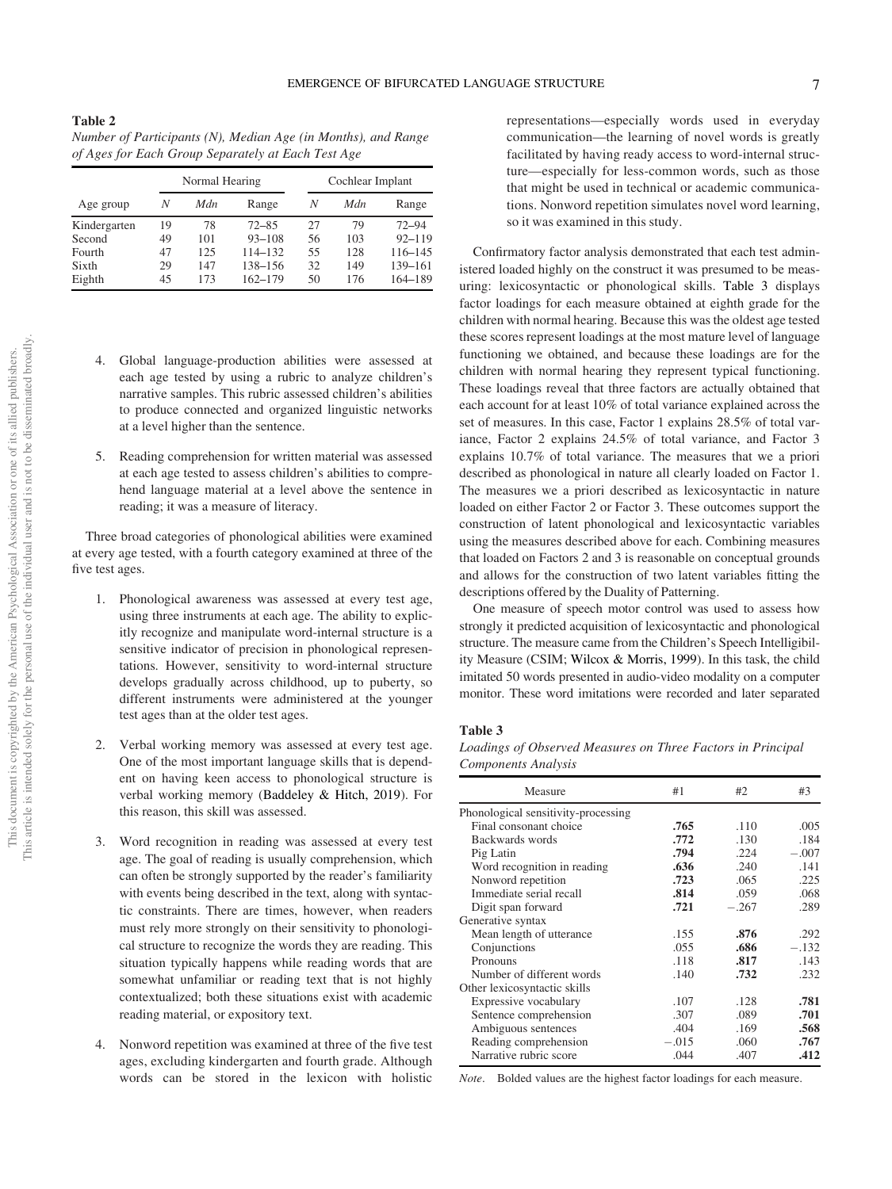**Table 2**

*Number of Participants (N), Median Age (in Months), and Range of Ages for Each Group Separately at Each Test Age*

| | Normal Hearing | | | Cochlear Implant | | |
|---|---|---|---|---|---|---|
| Age group | *N* | *Mdn* | Range | *N* | *Mdn* | Range |
| Kindergarten | 19 | 78 | 72–85 | 27 | 79 | 72–94 |
| Second | 49 | 101 | 93–108 | 56 | 103 | 92–119 |
| Fourth | 47 | 125 | 114–132 | 55 | 128 | 116–145 |
| Sixth | 29 | 147 | 138–156 | 32 | 149 | 139–161 |
| Eighth | 45 | 173 | 162–179 | 50 | 176 | 164–189 |

4. Global language-production abilities were assessed at each age tested by using a rubric to analyze children's narrative samples. This rubric assessed children's abilities to produce connected and organized linguistic networks at a level higher than the sentence.

5. Reading comprehension for written material was assessed at each age tested to assess children's abilities to comprehend language material at a level above the sentence in reading; it was a measure of literacy.

Three broad categories of phonological abilities were examined at every age tested, with a fourth category examined at three of the five test ages.

1. Phonological awareness was assessed at every test age, using three instruments at each age. The ability to explicitly recognize and manipulate word-internal structure is a sensitive indicator of precision in phonological representations. However, sensitivity to word-internal structure develops gradually across childhood, up to puberty, so different instruments were administered at the younger test ages than at the older test ages.

2. Verbal working memory was assessed at every test age. One of the most important language skills that is dependent on having keen access to phonological structure is verbal working memory (Baddeley & Hitch, 2019). For this reason, this skill was assessed.

3. Word recognition in reading was assessed at every test age. The goal of reading is usually comprehension, which can often be strongly supported by the reader's familiarity with events being described in the text, along with syntactic constraints. There are times, however, when readers must rely more strongly on their sensitivity to phonological structure to recognize the words they are reading. This situation typically happens while reading words that are somewhat unfamiliar or reading text that is not highly contextualized; both these situations exist with academic reading material, or expository text.

4. Nonword repetition was examined at three of the five test ages, excluding kindergarten and fourth grade. Although words can be stored in the lexicon with holistic representations—especially words used in everyday communication—the learning of novel words is greatly facilitated by having ready access to word-internal structure—especially for less-common words, such as those that might be used in technical or academic communications. Nonword repetition simulates novel word learning, so it was examined in this study.

Confirmatory factor analysis demonstrated that each test administered loaded highly on the construct it was presumed to be measuring: lexicosyntactic or phonological skills. Table 3 displays factor loadings for each measure obtained at eighth grade for the children with normal hearing. Because this was the oldest age tested these scores represent loadings at the most mature level of language functioning we obtained, and because these loadings are for the children with normal hearing they represent typical functioning. These loadings reveal that three factors are actually obtained that each account for at least 10% of total variance explained across the set of measures. In this case, Factor 1 explains 28.5% of total variance, Factor 2 explains 24.5% of total variance, and Factor 3 explains 10.7% of total variance. The measures that we a priori described as phonological in nature all clearly loaded on Factor 1. The measures we a priori described as lexicosyntactic in nature loaded on either Factor 2 or Factor 3. These outcomes support the construction of latent phonological and lexicosyntactic variables using the measures described above for each. Combining measures that loaded on Factors 2 and 3 is reasonable on conceptual grounds and allows for the construction of two latent variables fitting the descriptions offered by the Duality of Patterning.

One measure of speech motor control was used to assess how strongly it predicted acquisition of lexicosyntactic and phonological structure. The measure came from the Children's Speech Intelligibility Measure (CSIM; Wilcox & Morris, 1999). In this task, the child imitated 50 words presented in audio-video modality on a computer monitor. These word imitations were recorded and later separated

**Table 3**

*Loadings of Observed Measures on Three Factors in Principal Components Analysis*

| Measure | #1 | #2 | #3 |
|---|---|---|---|
| Phonological sensitivity-processing | | | |
| Final consonant choice | **.765** | .110 | .005 |
| Backwards words | **.772** | .130 | .184 |
| Pig Latin | **.794** | .224 | −.007 |
| Word recognition in reading | **.636** | .240 | .141 |
| Nonword repetition | **.723** | .065 | .225 |
| Immediate serial recall | **.814** | .059 | .068 |
| Digit span forward | **.721** | −.267 | .289 |
| Generative syntax | | | |
| Mean length of utterance | .155 | **.876** | .292 |
| Conjunctions | .055 | **.686** | −.132 |
| Pronouns | .118 | **.817** | .143 |
| Number of different words | .140 | **.732** | .232 |
| Other lexicosyntactic skills | | | |
| Expressive vocabulary | .107 | .128 | **.781** |
| Sentence comprehension | .307 | .089 | **.701** |
| Ambiguous sentences | .404 | .169 | **.568** |
| Reading comprehension | −.015 | .060 | **.767** |
| Narrative rubric score | .044 | .407 | **.412** |

*Note*. Bolded values are the highest factor loadings for each measure.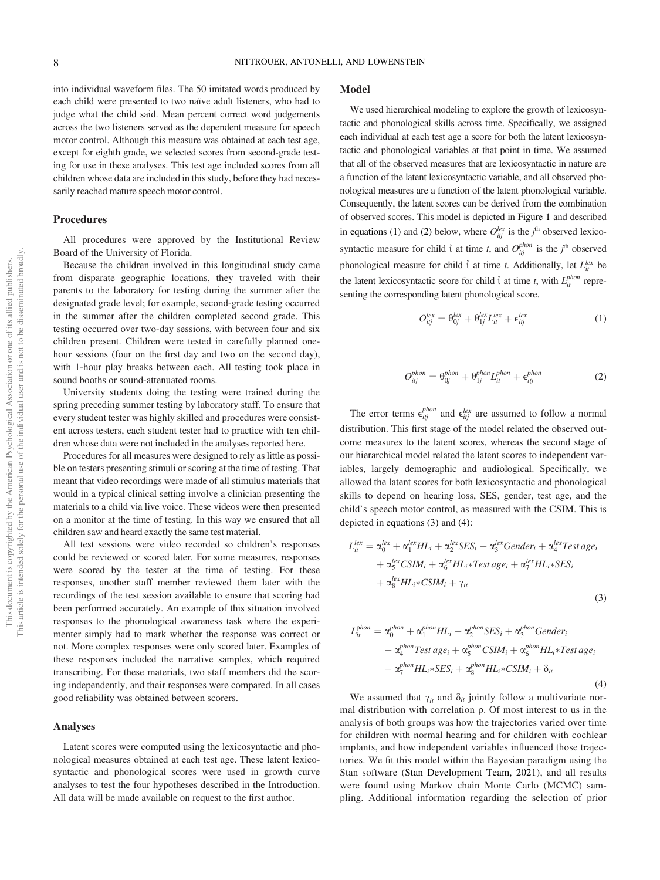into individual waveform files. The 50 imitated words produced by each child were presented to two naïve adult listeners, who had to judge what the child said. Mean percent correct word judgements across the two listeners served as the dependent measure for speech motor control. Although this measure was obtained at each test age, except for eighth grade, we selected scores from second-grade testing for use in these analyses. This test age included scores from all children whose data are included in this study, before they had necessarily reached mature speech motor control.

## Procedures

All procedures were approved by the Institutional Review Board of the University of Florida.

Because the children involved in this longitudinal study came from disparate geographic locations, they traveled with their parents to the laboratory for testing during the summer after the designated grade level; for example, second-grade testing occurred in the summer after the children completed second grade. This testing occurred over two-day sessions, with between four and six children present. Children were tested in carefully planned one-hour sessions (four on the first day and two on the second day), with 1-hour play breaks between each. All testing took place in sound booths or sound-attenuated rooms.

University students doing the testing were trained during the spring preceding summer testing by laboratory staff. To ensure that every student tester was highly skilled and procedures were consistent across testers, each student tester had to practice with ten children whose data were not included in the analyses reported here.

Procedures for all measures were designed to rely as little as possible on testers presenting stimuli or scoring at the time of testing. That meant that video recordings were made of all stimulus materials that would in a typical clinical setting involve a clinician presenting the materials to a child via live voice. These videos were then presented on a monitor at the time of testing. In this way we ensured that all children saw and heard exactly the same test material.

All test sessions were video recorded so children's responses could be reviewed or scored later. For some measures, responses were scored by the tester at the time of testing. For these responses, another staff member reviewed them later with the recordings of the test session available to ensure that scoring had been performed accurately. An example of this situation involved responses to the phonological awareness task where the experimenter simply had to mark whether the response was correct or not. More complex responses were only scored later. Examples of these responses included the narrative samples, which required transcribing. For these materials, two staff members did the scoring independently, and their responses were compared. In all cases good reliability was obtained between scorers.

## Analyses

Latent scores were computed using the lexicosyntactic and phonological measures obtained at each test age. These latent lexicosyntactic and phonological scores were used in growth curve analyses to test the four hypotheses described in the Introduction. All data will be made available on request to the first author.

## Model

We used hierarchical modeling to explore the growth of lexicosyntactic and phonological skills across time. Specifically, we assigned each individual at each test age a score for both the latent lexicosyntactic and phonological variables at that point in time. We assumed that all of the observed measures that are lexicosyntactic in nature are a function of the latent lexicosyntactic variable, and all observed phonological measures are a function of the latent phonological variable. Consequently, the latent scores can be derived from the combination of observed scores. This model is depicted in Figure 1 and described in equations (1) and (2) below, where $O_{itj}^{lex}$ is the $j^{\text{th}}$ observed lexicosyntactic measure for child $i$ at time $t$, and $O_{itj}^{phon}$ is the $j^{\text{th}}$ observed phonological measure for child $i$ at time $t$. Additionally, let $L_{it}^{lex}$ be the latent lexicosyntactic score for child $i$ at time $t$, with $L_{it}^{phon}$ representing the corresponding latent phonological score.

$$O_{itj}^{lex} = \theta_{0j}^{lex} + \theta_{1j}^{lex} L_{it}^{lex} + \epsilon_{itj}^{lex} \tag{1}$$

$$O_{itj}^{phon} = \theta_{0j}^{phon} + \theta_{1j}^{phon} L_{it}^{phon} + \epsilon_{itj}^{phon} \tag{2}$$

The error terms $\epsilon_{itj}^{phon}$ and $\epsilon_{itj}^{lex}$ are assumed to follow a normal distribution. This first stage of the model related the observed outcome measures to the latent scores, whereas the second stage of our hierarchical model related the latent scores to independent variables, largely demographic and audiological. Specifically, we allowed the latent scores for both lexicosyntactic and phonological skills to depend on hearing loss, SES, gender, test age, and the child's speech motor control, as measured with the CSIM. This is depicted in equations (3) and (4):

$$\begin{aligned} L_{it}^{lex} = {} & \alpha_0^{lex} + \alpha_1^{lex} HL_i + \alpha_2^{lex} SES_i + \alpha_3^{lex} Gender_i + \alpha_4^{lex} Test\,age_i \\ & + \alpha_5^{lex} CSIM_i + \alpha_6^{lex} HL_i * Test\,age_i + \alpha_7^{lex} HL_i * SES_i \\ & + \alpha_8^{lex} HL_i * CSIM_i + \gamma_{it} \end{aligned} \tag{3}$$

$$\begin{aligned} L_{it}^{phon} = {} & \alpha_0^{phon} + \alpha_1^{phon} HL_i + \alpha_2^{phon} SES_i + \alpha_3^{phon} Gender_i \\ & + \alpha_4^{phon} Test\,age_i + \alpha_5^{phon} CSIM_i + \alpha_6^{phon} HL_i * Test\,age_i \\ & + \alpha_7^{phon} HL_i * SES_i + \alpha_8^{phon} HL_i * CSIM_i + \delta_{it} \end{aligned} \tag{4}$$

We assumed that $\gamma_{it}$ and $\delta_{it}$ jointly follow a multivariate normal distribution with correlation $\rho$. Of most interest to us in the analysis of both groups was how the trajectories varied over time for children with normal hearing and for children with cochlear implants, and how independent variables influenced those trajectories. We fit this model within the Bayesian paradigm using the Stan software (Stan Development Team, 2021), and all results were found using Markov chain Monte Carlo (MCMC) sampling. Additional information regarding the selection of prior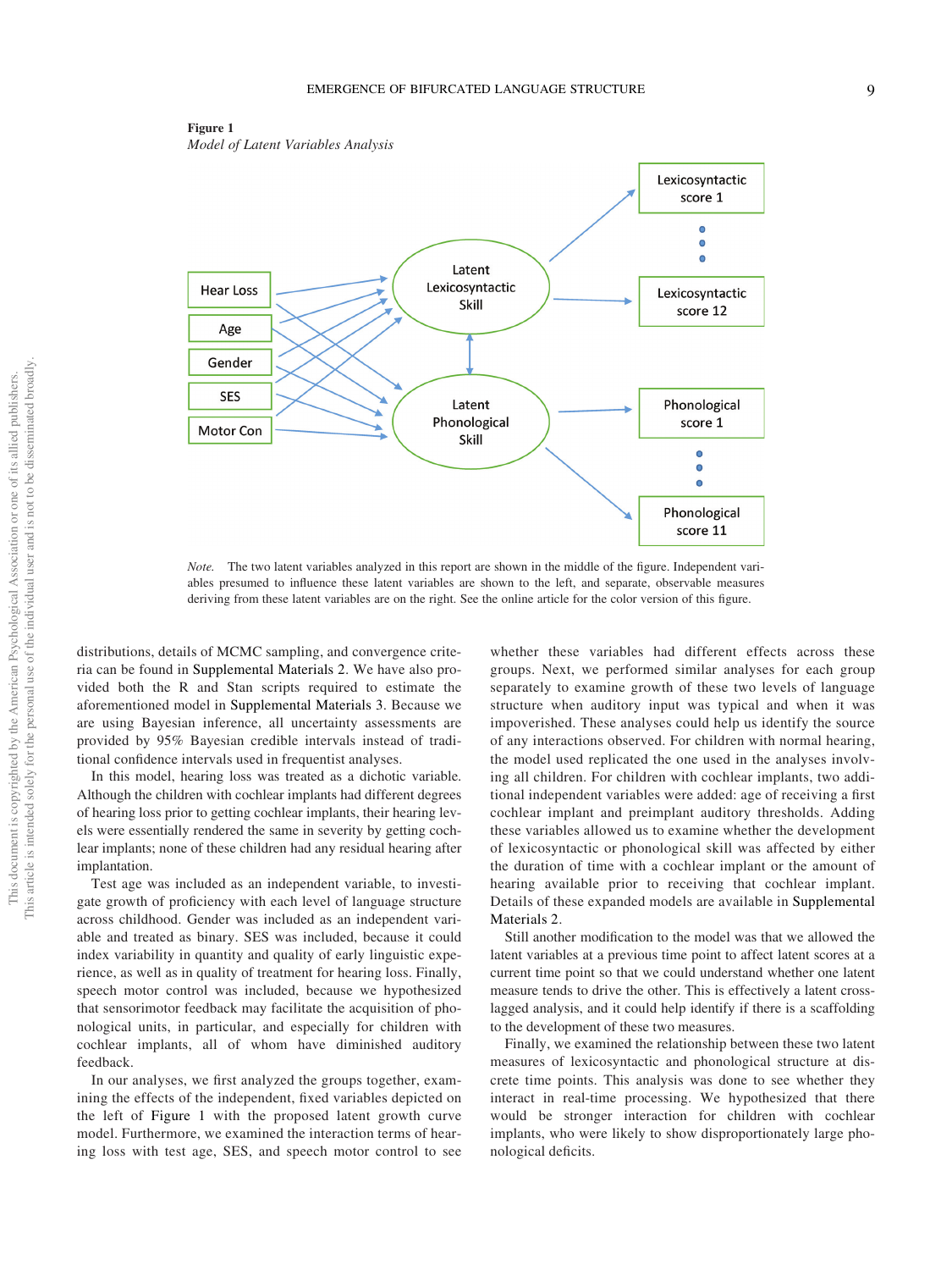**Figure 1**

*Model of Latent Variables Analysis*

*Note.* The two latent variables analyzed in this report are shown in the middle of the figure. Independent variables presumed to influence these latent variables are shown to the left, and separate, observable measures deriving from these latent variables are on the right. See the online article for the color version of this figure.

distributions, details of MCMC sampling, and convergence criteria can be found in Supplemental Materials 2. We have also provided both the R and Stan scripts required to estimate the aforementioned model in Supplemental Materials 3. Because we are using Bayesian inference, all uncertainty assessments are provided by 95% Bayesian credible intervals instead of traditional confidence intervals used in frequentist analyses.

In this model, hearing loss was treated as a dichotic variable. Although the children with cochlear implants had different degrees of hearing loss prior to getting cochlear implants, their hearing levels were essentially rendered the same in severity by getting cochlear implants; none of these children had any residual hearing after implantation.

Test age was included as an independent variable, to investigate growth of proficiency with each level of language structure across childhood. Gender was included as an independent variable and treated as binary. SES was included, because it could index variability in quantity and quality of early linguistic experience, as well as in quality of treatment for hearing loss. Finally, speech motor control was included, because we hypothesized that sensorimotor feedback may facilitate the acquisition of phonological units, in particular, and especially for children with cochlear implants, all of whom have diminished auditory feedback.

In our analyses, we first analyzed the groups together, examining the effects of the independent, fixed variables depicted on the left of Figure 1 with the proposed latent growth curve model. Furthermore, we examined the interaction terms of hearing loss with test age, SES, and speech motor control to see whether these variables had different effects across these groups. Next, we performed similar analyses for each group separately to examine growth of these two levels of language structure when auditory input was typical and when it was impoverished. These analyses could help us identify the source of any interactions observed. For children with normal hearing, the model used replicated the one used in the analyses involving all children. For children with cochlear implants, two additional independent variables were added: age of receiving a first cochlear implant and preimplant auditory thresholds. Adding these variables allowed us to examine whether the development of lexicosyntactic or phonological skill was affected by either the duration of time with a cochlear implant or the amount of hearing available prior to receiving that cochlear implant. Details of these expanded models are available in Supplemental Materials 2.

Still another modification to the model was that we allowed the latent variables at a previous time point to affect latent scores at a current time point so that we could understand whether one latent measure tends to drive the other. This is effectively a latent cross-lagged analysis, and it could help identify if there is a scaffolding to the development of these two measures.

Finally, we examined the relationship between these two latent measures of lexicosyntactic and phonological structure at discrete time points. This analysis was done to see whether they interact in real-time processing. We hypothesized that there would be stronger interaction for children with cochlear implants, who were likely to show disproportionately large phonological deficits.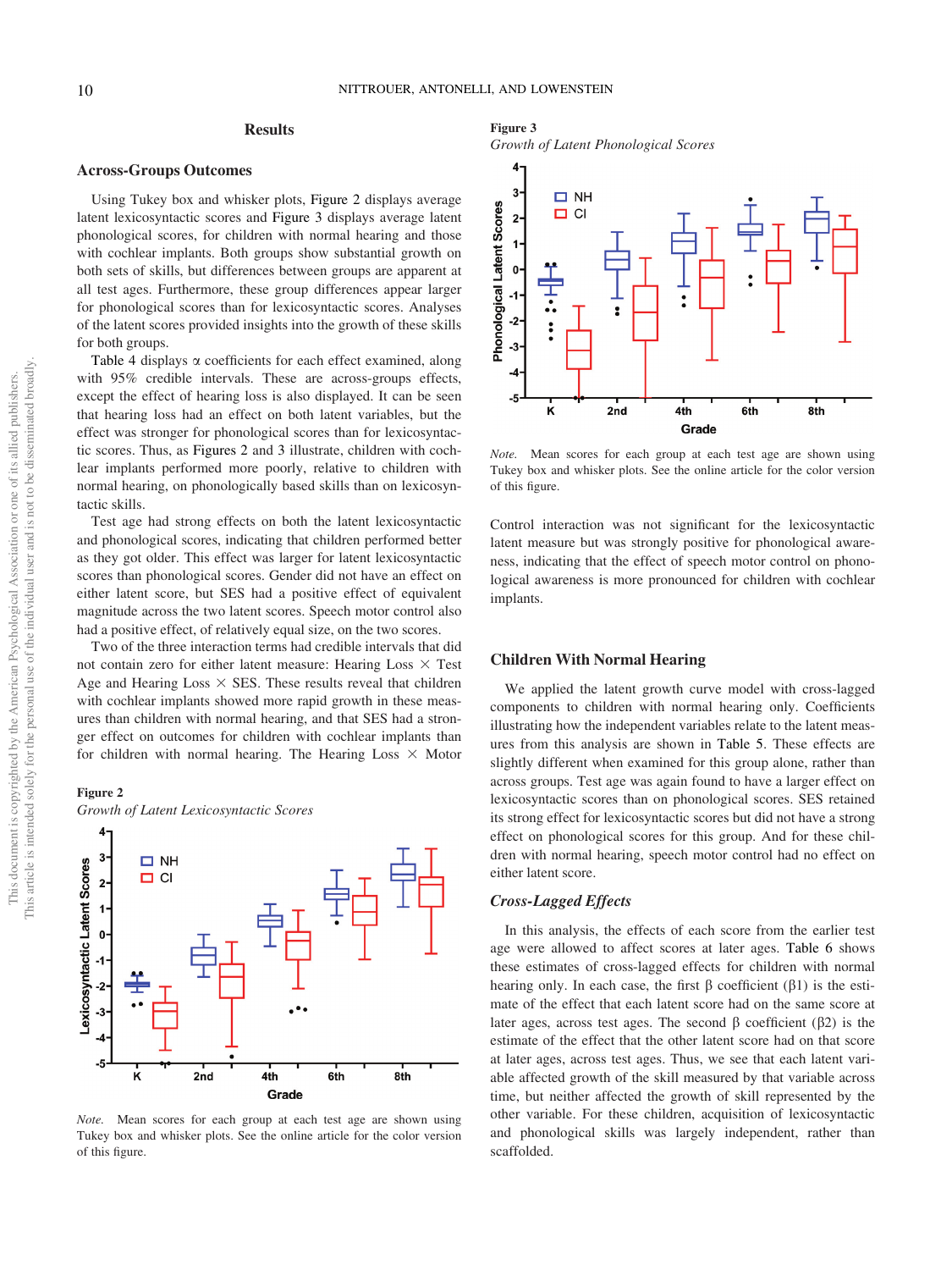## Results

### Across-Groups Outcomes

Using Tukey box and whisker plots, Figure 2 displays average latent lexicosyntactic scores and Figure 3 displays average latent phonological scores, for children with normal hearing and those with cochlear implants. Both groups show substantial growth on both sets of skills, but differences between groups are apparent at all test ages. Furthermore, these group differences appear larger for phonological scores than for lexicosyntactic scores. Analyses of the latent scores provided insights into the growth of these skills for both groups.

Table 4 displays α coefficients for each effect examined, along with 95% credible intervals. These are across-groups effects, except the effect of hearing loss is also displayed. It can be seen that hearing loss had an effect on both latent variables, but the effect was stronger for phonological scores than for lexicosyntactic scores. Thus, as Figures 2 and 3 illustrate, children with cochlear implants performed more poorly, relative to children with normal hearing, on phonologically based skills than on lexicosyntactic skills.

Test age had strong effects on both the latent lexicosyntactic and phonological scores, indicating that children performed better as they got older. This effect was larger for latent lexicosyntactic scores than phonological scores. Gender did not have an effect on either latent score, but SES had a positive effect of equivalent magnitude across the two latent scores. Speech motor control also had a positive effect, of relatively equal size, on the two scores.

Two of the three interaction terms had credible intervals that did not contain zero for either latent measure: Hearing Loss × Test Age and Hearing Loss × SES. These results reveal that children with cochlear implants showed more rapid growth in these measures than children with normal hearing, and that SES had a stronger effect on outcomes for children with cochlear implants than for children with normal hearing. The Hearing Loss × Motor Control interaction was not significant for the lexicosyntactic latent measure but was strongly positive for phonological awareness, indicating that the effect of speech motor control on phonological awareness is more pronounced for children with cochlear implants.

**Figure 2**

*Growth of Latent Lexicosyntactic Scores*

*Note.* Mean scores for each group at each test age are shown using Tukey box and whisker plots. See the online article for the color version of this figure.

**Figure 3**

*Growth of Latent Phonological Scores*

*Note.* Mean scores for each group at each test age are shown using Tukey box and whisker plots. See the online article for the color version of this figure.

### Children With Normal Hearing

We applied the latent growth curve model with cross-lagged components to children with normal hearing only. Coefficients illustrating how the independent variables relate to the latent measures from this analysis are shown in Table 5. These effects are slightly different when examined for this group alone, rather than across groups. Test age was again found to have a larger effect on lexicosyntactic scores than on phonological scores. SES retained its strong effect for lexicosyntactic scores but did not have a strong effect on phonological scores for this group. And for these children with normal hearing, speech motor control had no effect on either latent score.

#### *Cross-Lagged Effects*

In this analysis, the effects of each score from the earlier test age were allowed to affect scores at later ages. Table 6 shows these estimates of cross-lagged effects for children with normal hearing only. In each case, the first β coefficient (β1) is the estimate of the effect that each latent score had on the same score at later ages, across test ages. The second β coefficient (β2) is the estimate of the effect that the other latent score had on that score at later ages, across test ages. Thus, we see that each latent variable affected growth of the skill measured by that variable across time, but neither affected the growth of skill represented by the other variable. For these children, acquisition of lexicosyntactic and phonological skills was largely independent, rather than scaffolded.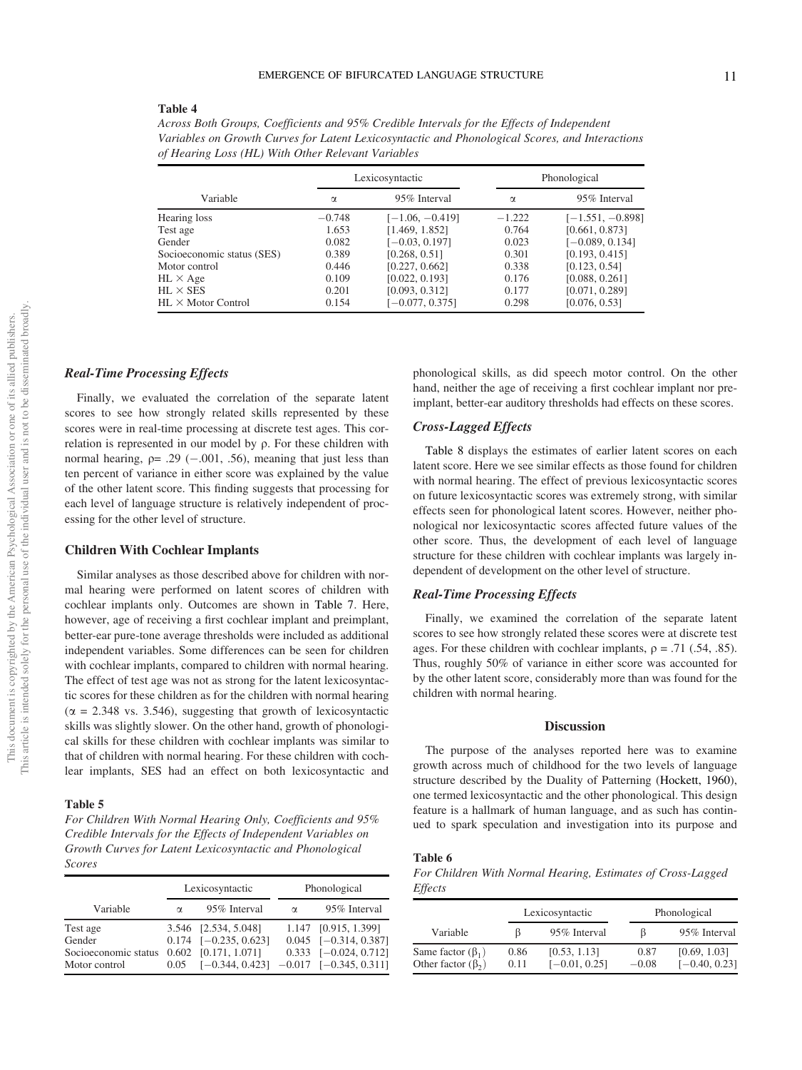**Table 4**

*Across Both Groups, Coefficients and 95% Credible Intervals for the Effects of Independent Variables on Growth Curves for Latent Lexicosyntactic and Phonological Scores, and Interactions of Hearing Loss (HL) With Other Relevant Variables*

| | Lexicosyntactic | | Phonological | |
|---|---|---|---|---|
| Variable | α | 95% Interval | α | 95% Interval |
| Hearing loss | −0.748 | [−1.06, −0.419] | −1.222 | [−1.551, −0.898] |
| Test age | 1.653 | [1.469, 1.852] | 0.764 | [0.661, 0.873] |
| Gender | 0.082 | [−0.03, 0.197] | 0.023 | [−0.089, 0.134] |
| Socioeconomic status (SES) | 0.389 | [0.268, 0.51] | 0.301 | [0.193, 0.415] |
| Motor control | 0.446 | [0.227, 0.662] | 0.338 | [0.123, 0.54] |
| HL × Age | 0.109 | [0.022, 0.193] | 0.176 | [0.088, 0.261] |
| HL × SES | 0.201 | [0.093, 0.312] | 0.177 | [0.071, 0.289] |
| HL × Motor Control | 0.154 | [−0.077, 0.375] | 0.298 | [0.076, 0.53] |

### *Real-Time Processing Effects*

Finally, we evaluated the correlation of the separate latent scores to see how strongly related skills represented by these scores were in real-time processing at discrete test ages. This correlation is represented in our model by ρ. For these children with normal hearing, ρ= .29 (−.001, .56), meaning that just less than ten percent of variance in either score was explained by the value of the other latent score. This finding suggests that processing for each level of language structure is relatively independent of processing for the other level of structure.

## Children With Cochlear Implants

Similar analyses as those described above for children with normal hearing were performed on latent scores of children with cochlear implants only. Outcomes are shown in Table 7. Here, however, age of receiving a first cochlear implant and preimplant, better-ear pure-tone average thresholds were included as additional independent variables. Some differences can be seen for children with cochlear implants, compared to children with normal hearing. The effect of test age was not as strong for the latent lexicosyntactic scores for these children as for the children with normal hearing (α = 2.348 vs. 3.546), suggesting that growth of lexicosyntactic skills was slightly slower. On the other hand, growth of phonological skills for these children with cochlear implants was similar to that of children with normal hearing. For these children with cochlear implants, SES had an effect on both lexicosyntactic and phonological skills, as did speech motor control. On the other hand, neither the age of receiving a first cochlear implant nor preimplant, better-ear auditory thresholds had effects on these scores.

**Table 5**

*For Children With Normal Hearing Only, Coefficients and 95% Credible Intervals for the Effects of Independent Variables on Growth Curves for Latent Lexicosyntactic and Phonological Scores*

| | Lexicosyntactic | | Phonological | |
|---|---|---|---|---|
| Variable | α | 95% Interval | α | 95% Interval |
| Test age | 3.546 | [2.534, 5.048] | 1.147 | [0.915, 1.399] |
| Gender | 0.174 | [−0.235, 0.623] | 0.045 | [−0.314, 0.387] |
| Socioeconomic status | 0.602 | [0.171, 1.071] | 0.333 | [−0.024, 0.712] |
| Motor control | 0.05 | [−0.344, 0.423] | −0.017 | [−0.345, 0.311] |

### *Cross-Lagged Effects*

Table 8 displays the estimates of earlier latent scores on each latent score. Here we see similar effects as those found for children with normal hearing. The effect of previous lexicosyntactic scores on future lexicosyntactic scores was extremely strong, with similar effects seen for phonological latent scores. However, neither phonological nor lexicosyntactic scores affected future values of the other score. Thus, the development of each level of language structure for these children with cochlear implants was largely independent of development on the other level of structure.

### *Real-Time Processing Effects*

Finally, we examined the correlation of the separate latent scores to see how strongly related these scores were at discrete test ages. For these children with cochlear implants, ρ = .71 (.54, .85). Thus, roughly 50% of variance in either score was accounted for by the other latent score, considerably more than was found for the children with normal hearing.

## Discussion

The purpose of the analyses reported here was to examine growth across much of childhood for the two levels of language structure described by the Duality of Patterning (Hockett, 1960), one termed lexicosyntactic and the other phonological. This design feature is a hallmark of human language, and as such has continued to spark speculation and investigation into its purpose and

**Table 6**

*For Children With Normal Hearing, Estimates of Cross-Lagged Effects*

| | Lexicosyntactic | | Phonological | |
|---|---|---|---|---|
| Variable | β | 95% Interval | β | 95% Interval |
| Same factor ($\beta_1$) | 0.86 | [0.53, 1.13] | 0.87 | [0.69, 1.03] |
| Other factor ($\beta_2$) | 0.11 | [−0.01, 0.25] | −0.08 | [−0.40, 0.23] |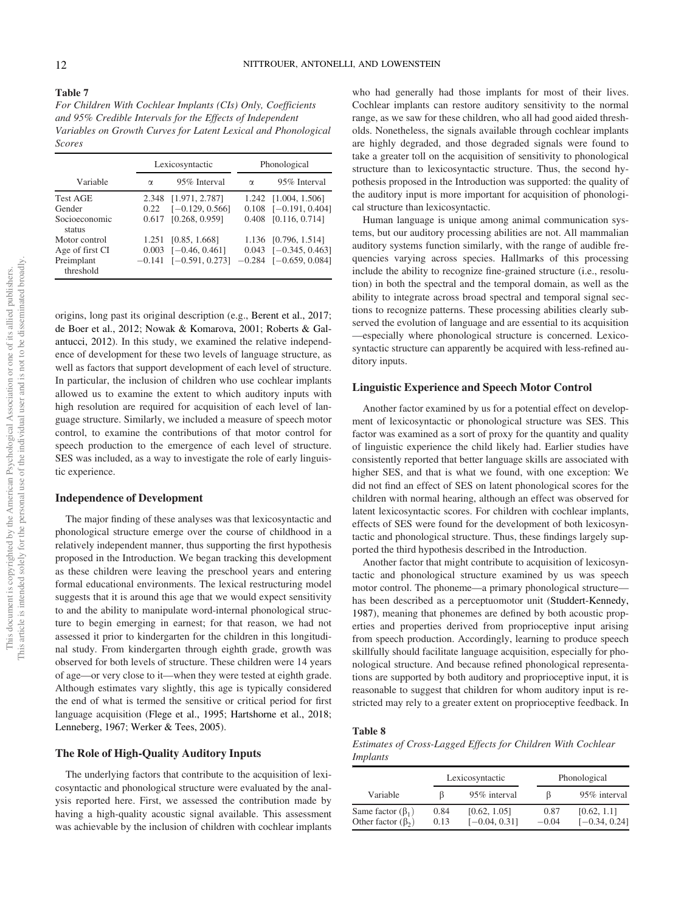**Table 7**

*For Children With Cochlear Implants (CIs) Only, Coefficients and 95% Credible Intervals for the Effects of Independent Variables on Growth Curves for Latent Lexical and Phonological Scores*

| Variable | Lexicosyntactic | | Phonological | |
|---|---|---|---|---|
| | α | 95% Interval | α | 95% Interval |
| Test AGE | 2.348 | [1.971, 2.787] | 1.242 | [1.004, 1.506] |
| Gender | 0.22 | [−0.129, 0.566] | 0.108 | [−0.191, 0.404] |
| Socioeconomic status | 0.617 | [0.268, 0.959] | 0.408 | [0.116, 0.714] |
| Motor control | 1.251 | [0.85, 1.668] | 1.136 | [0.796, 1.514] |
| Age of first CI | 0.003 | [−0.46, 0.461] | 0.043 | [−0.345, 0.463] |
| Preimplant threshold | −0.141 | [−0.591, 0.273] | −0.284 | [−0.659, 0.084] |

origins, long past its original description (e.g., Berent et al., 2017; de Boer et al., 2012; Nowak & Komarova, 2001; Roberts & Galantucci, 2012). In this study, we examined the relative independence of development for these two levels of language structure, as well as factors that support development of each level of structure. In particular, the inclusion of children who use cochlear implants allowed us to examine the extent to which auditory inputs with high resolution are required for acquisition of each level of language structure. Similarly, we included a measure of speech motor control, to examine the contributions of that motor control for speech production to the emergence of each level of structure. SES was included, as a way to investigate the role of early linguistic experience.

### Independence of Development

The major finding of these analyses was that lexicosyntactic and phonological structure emerge over the course of childhood in a relatively independent manner, thus supporting the first hypothesis proposed in the Introduction. We began tracking this development as these children were leaving the preschool years and entering formal educational environments. The lexical restructuring model suggests that it is around this age that we would expect sensitivity to and the ability to manipulate word-internal phonological structure to begin emerging in earnest; for that reason, we had not assessed it prior to kindergarten for the children in this longitudinal study. From kindergarten through eighth grade, growth was observed for both levels of structure. These children were 14 years of age—or very close to it—when they were tested at eighth grade. Although estimates vary slightly, this age is typically considered the end of what is termed the sensitive or critical period for first language acquisition (Flege et al., 1995; Hartshorne et al., 2018; Lenneberg, 1967; Werker & Tees, 2005).

### The Role of High-Quality Auditory Inputs

The underlying factors that contribute to the acquisition of lexicosyntactic and phonological structure were evaluated by the analysis reported here. First, we assessed the contribution made by having a high-quality acoustic signal available. This assessment was achievable by the inclusion of children with cochlear implants who had generally had those implants for most of their lives. Cochlear implants can restore auditory sensitivity to the normal range, as we saw for these children, who all had good aided thresholds. Nonetheless, the signals available through cochlear implants are highly degraded, and those degraded signals were found to take a greater toll on the acquisition of sensitivity to phonological structure than to lexicosyntactic structure. Thus, the second hypothesis proposed in the Introduction was supported: the quality of the auditory input is more important for acquisition of phonological structure than lexicosyntactic.

Human language is unique among animal communication systems, but our auditory processing abilities are not. All mammalian auditory systems function similarly, with the range of audible frequencies varying across species. Hallmarks of this processing include the ability to recognize fine-grained structure (i.e., resolution) in both the spectral and the temporal domain, as well as the ability to integrate across broad spectral and temporal signal sections to recognize patterns. These processing abilities clearly subserved the evolution of language and are essential to its acquisition—especially where phonological structure is concerned. Lexicosyntactic structure can apparently be acquired with less-refined auditory inputs.

### Linguistic Experience and Speech Motor Control

Another factor examined by us for a potential effect on development of lexicosyntactic or phonological structure was SES. This factor was examined as a sort of proxy for the quantity and quality of linguistic experience the child likely had. Earlier studies have consistently reported that better language skills are associated with higher SES, and that is what we found, with one exception: We did not find an effect of SES on latent phonological scores for the children with normal hearing, although an effect was observed for latent lexicosyntactic scores. For children with cochlear implants, effects of SES were found for the development of both lexicosyntactic and phonological structure. Thus, these findings largely supported the third hypothesis described in the Introduction.

Another factor that might contribute to acquisition of lexicosyntactic and phonological structure examined by us was speech motor control. The phoneme—a primary phonological structure—has been described as a perceptuomotor unit (Studdert-Kennedy, 1987), meaning that phonemes are defined by both acoustic properties and properties derived from proprioceptive input arising from speech production. Accordingly, learning to produce speech skillfully should facilitate language acquisition, especially for phonological structure. And because refined phonological representations are supported by both auditory and proprioceptive input, it is reasonable to suggest that children for whom auditory input is restricted may rely to a greater extent on proprioceptive feedback. In

**Table 8**

*Estimates of Cross-Lagged Effects for Children With Cochlear Implants*

| Variable | Lexicosyntactic | | Phonological | |
|---|---|---|---|---|
| | β | 95% interval | β | 95% interval |
| Same factor ($\beta_1$) | 0.84 | [0.62, 1.05] | 0.87 | [0.62, 1.1] |
| Other factor ($\beta_2$) | 0.13 | [−0.04, 0.31] | −0.04 | [−0.34, 0.24] |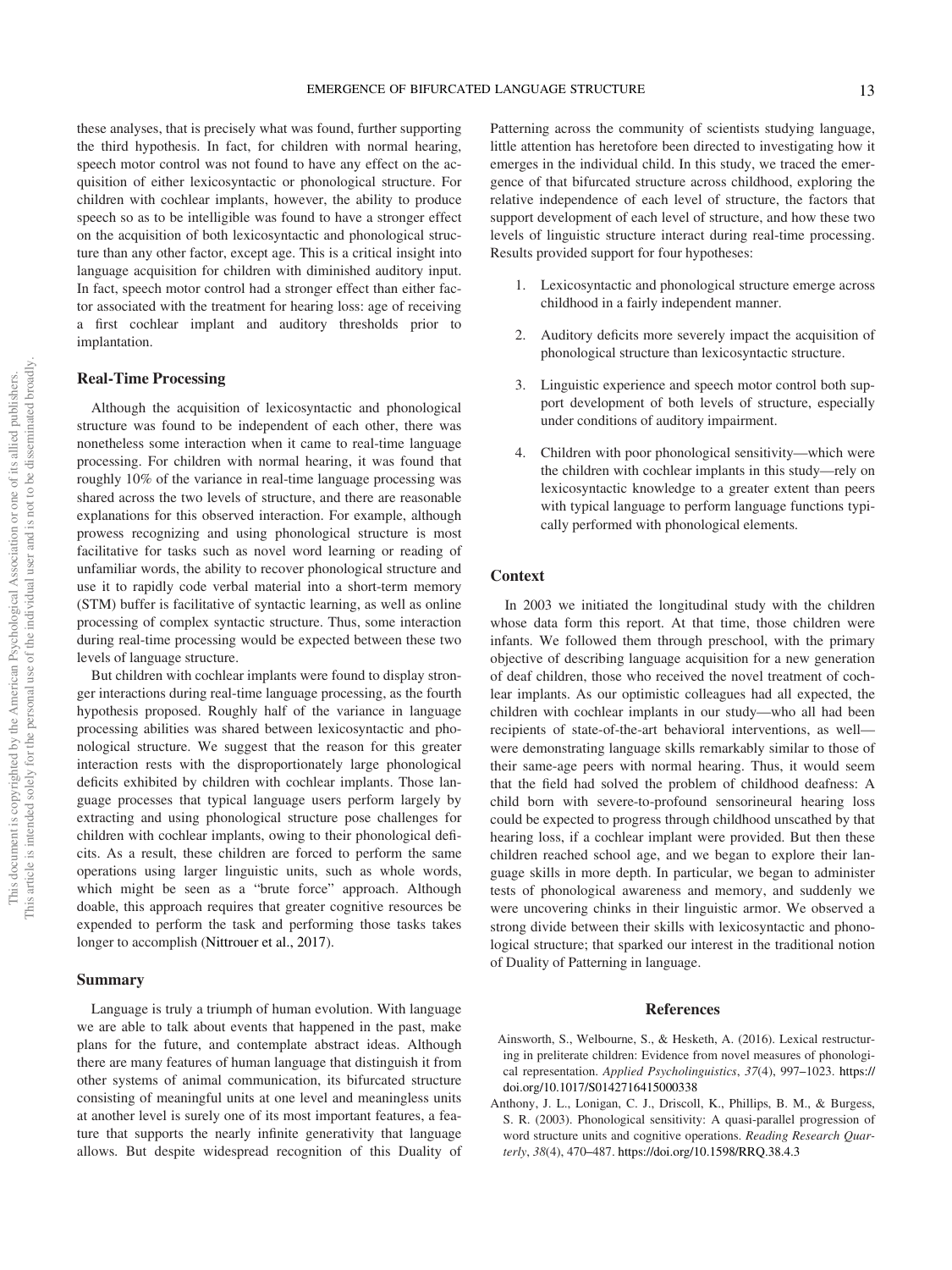these analyses, that is precisely what was found, further supporting the third hypothesis. In fact, for children with normal hearing, speech motor control was not found to have any effect on the acquisition of either lexicosyntactic or phonological structure. For children with cochlear implants, however, the ability to produce speech so as to be intelligible was found to have a stronger effect on the acquisition of both lexicosyntactic and phonological structure than any other factor, except age. This is a critical insight into language acquisition for children with diminished auditory input. In fact, speech motor control had a stronger effect than either factor associated with the treatment for hearing loss: age of receiving a first cochlear implant and auditory thresholds prior to implantation.

## Real-Time Processing

Although the acquisition of lexicosyntactic and phonological structure was found to be independent of each other, there was nonetheless some interaction when it came to real-time language processing. For children with normal hearing, it was found that roughly 10% of the variance in real-time language processing was shared across the two levels of structure, and there are reasonable explanations for this observed interaction. For example, although prowess recognizing and using phonological structure is most facilitative for tasks such as novel word learning or reading of unfamiliar words, the ability to recover phonological structure and use it to rapidly code verbal material into a short-term memory (STM) buffer is facilitative of syntactic learning, as well as online processing of complex syntactic structure. Thus, some interaction during real-time processing would be expected between these two levels of language structure.

But children with cochlear implants were found to display stronger interactions during real-time language processing, as the fourth hypothesis proposed. Roughly half of the variance in language processing abilities was shared between lexicosyntactic and phonological structure. We suggest that the reason for this greater interaction rests with the disproportionately large phonological deficits exhibited by children with cochlear implants. Those language processes that typical language users perform largely by extracting and using phonological structure pose challenges for children with cochlear implants, owing to their phonological deficits. As a result, these children are forced to perform the same operations using larger linguistic units, such as whole words, which might be seen as a "brute force" approach. Although doable, this approach requires that greater cognitive resources be expended to perform the task and performing those tasks takes longer to accomplish (Nittrouer et al., 2017).

## Summary

Language is truly a triumph of human evolution. With language we are able to talk about events that happened in the past, make plans for the future, and contemplate abstract ideas. Although there are many features of human language that distinguish it from other systems of animal communication, its bifurcated structure consisting of meaningful units at one level and meaningless units at another level is surely one of its most important features, a feature that supports the nearly infinite generativity that language allows. But despite widespread recognition of this Duality of Patterning across the community of scientists studying language, little attention has heretofore been directed to investigating how it emerges in the individual child. In this study, we traced the emergence of that bifurcated structure across childhood, exploring the relative independence of each level of structure, the factors that support development of each level of structure, and how these two levels of linguistic structure interact during real-time processing. Results provided support for four hypotheses:

1. Lexicosyntactic and phonological structure emerge across childhood in a fairly independent manner.
2. Auditory deficits more severely impact the acquisition of phonological structure than lexicosyntactic structure.
3. Linguistic experience and speech motor control both support development of both levels of structure, especially under conditions of auditory impairment.
4. Children with poor phonological sensitivity—which were the children with cochlear implants in this study—rely on lexicosyntactic knowledge to a greater extent than peers with typical language to perform language functions typically performed with phonological elements.

## Context

In 2003 we initiated the longitudinal study with the children whose data form this report. At that time, those children were infants. We followed them through preschool, with the primary objective of describing language acquisition for a new generation of deaf children, those who received the novel treatment of cochlear implants. As our optimistic colleagues had all expected, the children with cochlear implants in our study—who all had been recipients of state-of-the-art behavioral interventions, as well—were demonstrating language skills remarkably similar to those of their same-age peers with normal hearing. Thus, it would seem that the field had solved the problem of childhood deafness: A child born with severe-to-profound sensorineural hearing loss could be expected to progress through childhood unscathed by that hearing loss, if a cochlear implant were provided. But then these children reached school age, and we began to explore their language skills in more depth. In particular, we began to administer tests of phonological awareness and memory, and suddenly we were uncovering chinks in their linguistic armor. We observed a strong divide between their skills with lexicosyntactic and phonological structure; that sparked our interest in the traditional notion of Duality of Patterning in language.

## References

Ainsworth, S., Welbourne, S., & Hesketh, A. (2016). Lexical restructuring in preliterate children: Evidence from novel measures of phonological representation. *Applied Psycholinguistics*, *37*(4), 997–1023. https://doi.org/10.1017/S0142716415000338

Anthony, J. L., Lonigan, C. J., Driscoll, K., Phillips, B. M., & Burgess, S. R. (2003). Phonological sensitivity: A quasi-parallel progression of word structure units and cognitive operations. *Reading Research Quarterly*, *38*(4), 470–487. https://doi.org/10.1598/RRQ.38.4.3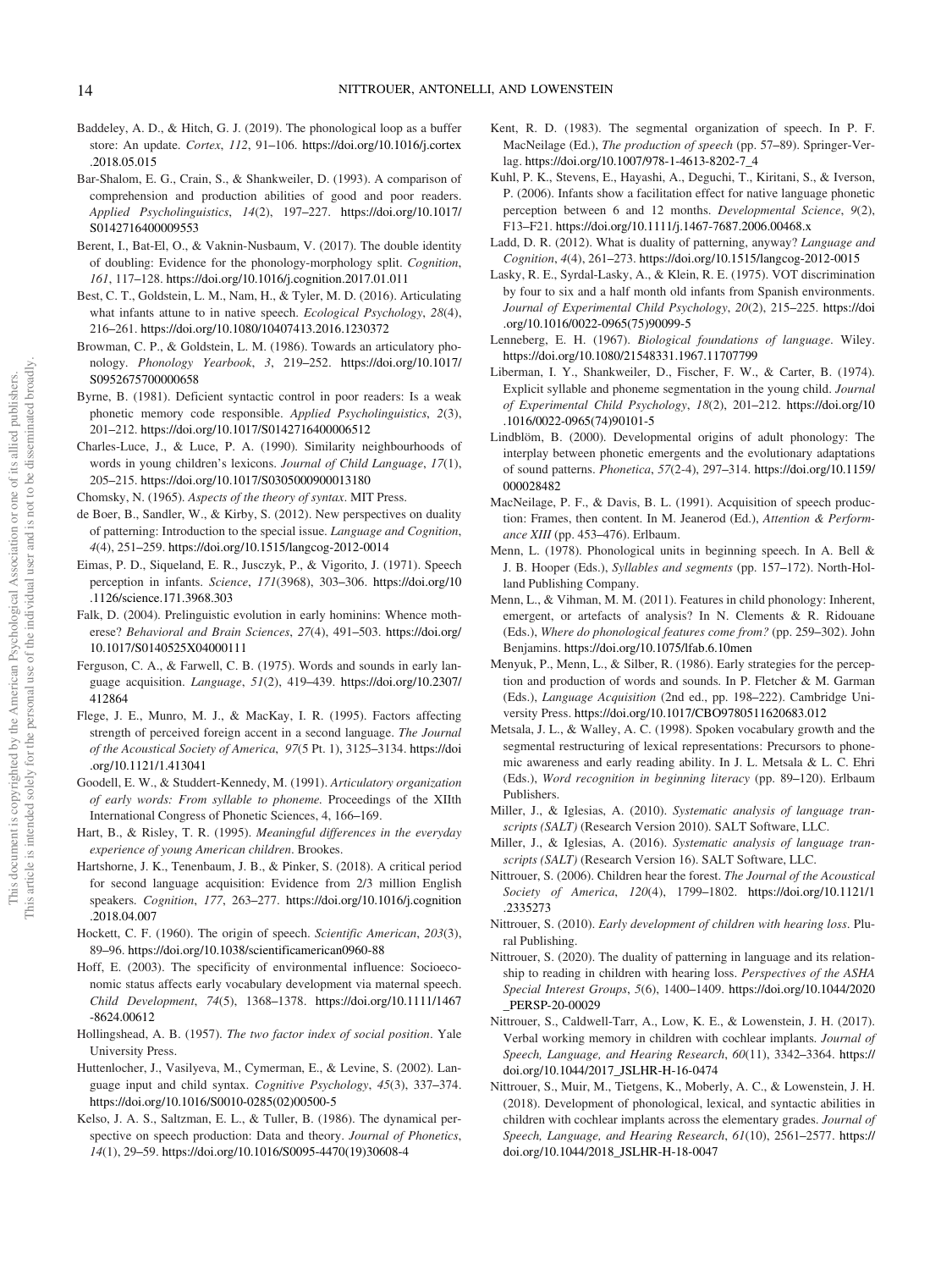Baddeley, A. D., & Hitch, G. J. (2019). The phonological loop as a buffer store: An update. *Cortex*, *112*, 91–106. https://doi.org/10.1016/j.cortex.2018.05.015

Bar-Shalom, E. G., Crain, S., & Shankweiler, D. (1993). A comparison of comprehension and production abilities of good and poor readers. *Applied Psycholinguistics*, *14*(2), 197–227. https://doi.org/10.1017/S0142716400009553

Berent, I., Bat-El, O., & Vaknin-Nusbaum, V. (2017). The double identity of doubling: Evidence for the phonology-morphology split. *Cognition*, *161*, 117–128. https://doi.org/10.1016/j.cognition.2017.01.011

Best, C. T., Goldstein, L. M., Nam, H., & Tyler, M. D. (2016). Articulating what infants attune to in native speech. *Ecological Psychology*, *28*(4), 216–261. https://doi.org/10.1080/10407413.2016.1230372

Browman, C. P., & Goldstein, L. M. (1986). Towards an articulatory phonology. *Phonology Yearbook*, *3*, 219–252. https://doi.org/10.1017/S0952675700000658

Byrne, B. (1981). Deficient syntactic control in poor readers: Is a weak phonetic memory code responsible. *Applied Psycholinguistics*, *2*(3), 201–212. https://doi.org/10.1017/S0142716400006512

Charles-Luce, J., & Luce, P. A. (1990). Similarity neighbourhoods of words in young children's lexicons. *Journal of Child Language*, *17*(1), 205–215. https://doi.org/10.1017/S0305000900013180

Chomsky, N. (1965). *Aspects of the theory of syntax*. MIT Press.

de Boer, B., Sandler, W., & Kirby, S. (2012). New perspectives on duality of patterning: Introduction to the special issue. *Language and Cognition*, *4*(4), 251–259. https://doi.org/10.1515/langcog-2012-0014

Eimas, P. D., Siqueland, E. R., Jusczyk, P., & Vigorito, J. (1971). Speech perception in infants. *Science*, *171*(3968), 303–306. https://doi.org/10.1126/science.171.3968.303

Falk, D. (2004). Prelinguistic evolution in early hominins: Whence motherese? *Behavioral and Brain Sciences*, *27*(4), 491–503. https://doi.org/10.1017/S0140525X04000111

Ferguson, C. A., & Farwell, C. B. (1975). Words and sounds in early language acquisition. *Language*, *51*(2), 419–439. https://doi.org/10.2307/412864

Flege, J. E., Munro, M. J., & MacKay, I. R. (1995). Factors affecting strength of perceived foreign accent in a second language. *The Journal of the Acoustical Society of America*, *97*(5 Pt. 1), 3125–3134. https://doi.org/10.1121/1.413041

Goodell, E. W., & Studdert-Kennedy, M. (1991). *Articulatory organization of early words: From syllable to phoneme*. Proceedings of the XIIth International Congress of Phonetic Sciences, 4, 166–169.

Hart, B., & Risley, T. R. (1995). *Meaningful differences in the everyday experience of young American children*. Brookes.

Hartshorne, J. K., Tenenbaum, J. B., & Pinker, S. (2018). A critical period for second language acquisition: Evidence from 2/3 million English speakers. *Cognition*, *177*, 263–277. https://doi.org/10.1016/j.cognition.2018.04.007

Hockett, C. F. (1960). The origin of speech. *Scientific American*, *203*(3), 89–96. https://doi.org/10.1038/scientificamerican0960-88

Hoff, E. (2003). The specificity of environmental influence: Socioeconomic status affects early vocabulary development via maternal speech. *Child Development*, *74*(5), 1368–1378. https://doi.org/10.1111/1467-8624.00612

Hollingshead, A. B. (1957). *The two factor index of social position*. Yale University Press.

Huttenlocher, J., Vasilyeva, M., Cymerman, E., & Levine, S. (2002). Language input and child syntax. *Cognitive Psychology*, *45*(3), 337–374. https://doi.org/10.1016/S0010-0285(02)00500-5

Kelso, J. A. S., Saltzman, E. L., & Tuller, B. (1986). The dynamical perspective on speech production: Data and theory. *Journal of Phonetics*, *14*(1), 29–59. https://doi.org/10.1016/S0095-4470(19)30608-4

Kent, R. D. (1983). The segmental organization of speech. In P. F. MacNeilage (Ed.), *The production of speech* (pp. 57–89). Springer-Verlag. https://doi.org/10.1007/978-1-4613-8202-7_4

Kuhl, P. K., Stevens, E., Hayashi, A., Deguchi, T., Kiritani, S., & Iverson, P. (2006). Infants show a facilitation effect for native language phonetic perception between 6 and 12 months. *Developmental Science*, *9*(2), F13–F21. https://doi.org/10.1111/j.1467-7687.2006.00468.x

Ladd, D. R. (2012). What is duality of patterning, anyway? *Language and Cognition*, *4*(4), 261–273. https://doi.org/10.1515/langcog-2012-0015

Lasky, R. E., Syrdal-Lasky, A., & Klein, R. E. (1975). VOT discrimination by four to six and a half month old infants from Spanish environments. *Journal of Experimental Child Psychology*, *20*(2), 215–225. https://doi.org/10.1016/0022-0965(75)90099-5

Lenneberg, E. H. (1967). *Biological foundations of language*. Wiley. https://doi.org/10.1080/21548331.1967.11707799

Liberman, I. Y., Shankweiler, D., Fischer, F. W., & Carter, B. (1974). Explicit syllable and phoneme segmentation in the young child. *Journal of Experimental Child Psychology*, *18*(2), 201–212. https://doi.org/10.1016/0022-0965(74)90101-5

Lindblöm, B. (2000). Developmental origins of adult phonology: The interplay between phonetic emergents and the evolutionary adaptations of sound patterns. *Phonetica*, *57*(2-4), 297–314. https://doi.org/10.1159/000028482

MacNeilage, P. F., & Davis, B. L. (1991). Acquisition of speech production: Frames, then content. In M. Jeanerod (Ed.), *Attention & Performance XIII* (pp. 453–476). Erlbaum.

Menn, L. (1978). Phonological units in beginning speech. In A. Bell & J. B. Hooper (Eds.), *Syllables and segments* (pp. 157–172). North-Holland Publishing Company.

Menn, L., & Vihman, M. M. (2011). Features in child phonology: Inherent, emergent, or artefacts of analysis? In N. Clements & R. Ridouane (Eds.), *Where do phonological features come from?* (pp. 259–302). John Benjamins. https://doi.org/10.1075/lfab.6.10men

Menyuk, P., Menn, L., & Silber, R. (1986). Early strategies for the perception and production of words and sounds. In P. Fletcher & M. Garman (Eds.), *Language Acquisition* (2nd ed., pp. 198–222). Cambridge University Press. https://doi.org/10.1017/CBO9780511620683.012

Metsala, J. L., & Walley, A. C. (1998). Spoken vocabulary growth and the segmental restructuring of lexical representations: Precursors to phonemic awareness and early reading ability. In J. L. Metsala & L. C. Ehri (Eds.), *Word recognition in beginning literacy* (pp. 89–120). Erlbaum Publishers.

Miller, J., & Iglesias, A. (2010). *Systematic analysis of language transcripts (SALT)* (Research Version 2010). SALT Software, LLC.

Miller, J., & Iglesias, A. (2016). *Systematic analysis of language transcripts (SALT)* (Research Version 16). SALT Software, LLC.

Nittrouer, S. (2006). Children hear the forest. *The Journal of the Acoustical Society of America*, *120*(4), 1799–1802. https://doi.org/10.1121/1.2335273

Nittrouer, S. (2010). *Early development of children with hearing loss*. Plural Publishing.

Nittrouer, S. (2020). The duality of patterning in language and its relationship to reading in children with hearing loss. *Perspectives of the ASHA Special Interest Groups*, *5*(6), 1400–1409. https://doi.org/10.1044/2020_PERSP-20-00029

Nittrouer, S., Caldwell-Tarr, A., Low, K. E., & Lowenstein, J. H. (2017). Verbal working memory in children with cochlear implants. *Journal of Speech, Language, and Hearing Research*, *60*(11), 3342–3364. https://doi.org/10.1044/2017_JSLHR-H-16-0474

Nittrouer, S., Muir, M., Tietgens, K., Moberly, A. C., & Lowenstein, J. H. (2018). Development of phonological, lexical, and syntactic abilities in children with cochlear implants across the elementary grades. *Journal of Speech, Language, and Hearing Research*, *61*(10), 2561–2577. https://doi.org/10.1044/2018_JSLHR-H-18-0047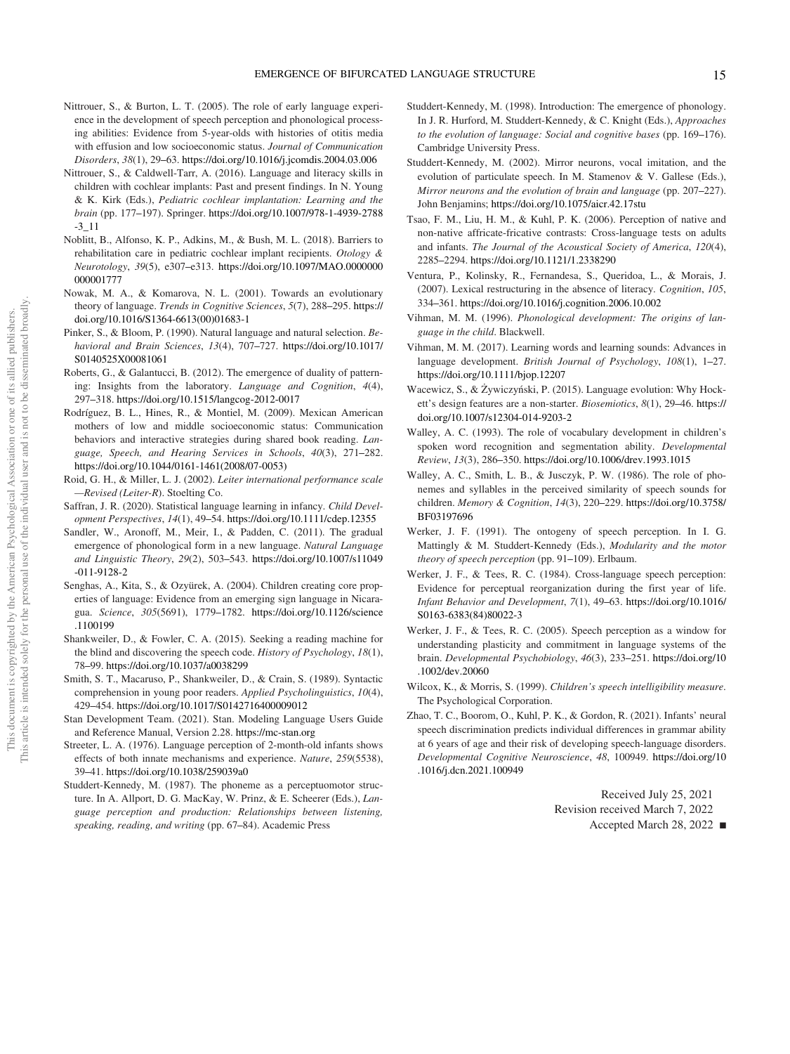Nittrouer, S., & Burton, L. T. (2005). The role of early language experience in the development of speech perception and phonological processing abilities: Evidence from 5-year-olds with histories of otitis media with effusion and low socioeconomic status. *Journal of Communication Disorders*, *38*(1), 29–63. https://doi.org/10.1016/j.jcomdis.2004.03.006

Nittrouer, S., & Caldwell-Tarr, A. (2016). Language and literacy skills in children with cochlear implants: Past and present findings. In N. Young & K. Kirk (Eds.), *Pediatric cochlear implantation: Learning and the brain* (pp. 177–197). Springer. https://doi.org/10.1007/978-1-4939-2788-3_11

Noblitt, B., Alfonso, K. P., Adkins, M., & Bush, M. L. (2018). Barriers to rehabilitation care in pediatric cochlear implant recipients. *Otology & Neurotology*, *39*(5), e307–e313. https://doi.org/10.1097/MAO.0000000000001777

Nowak, M. A., & Komarova, N. L. (2001). Towards an evolutionary theory of language. *Trends in Cognitive Sciences*, *5*(7), 288–295. https://doi.org/10.1016/S1364-6613(00)01683-1

Pinker, S., & Bloom, P. (1990). Natural language and natural selection. *Behavioral and Brain Sciences*, *13*(4), 707–727. https://doi.org/10.1017/S0140525X00081061

Roberts, G., & Galantucci, B. (2012). The emergence of duality of patterning: Insights from the laboratory. *Language and Cognition*, *4*(4), 297–318. https://doi.org/10.1515/langcog-2012-0017

Rodríguez, B. L., Hines, R., & Montiel, M. (2009). Mexican American mothers of low and middle socioeconomic status: Communication behaviors and interactive strategies during shared book reading. *Language, Speech, and Hearing Services in Schools*, *40*(3), 271–282. https://doi.org/10.1044/0161-1461(2008/07-0053)

Roid, G. H., & Miller, L. J. (2002). *Leiter international performance scale—Revised (Leiter-R)*. Stoelting Co.

Saffran, J. R. (2020). Statistical language learning in infancy. *Child Development Perspectives*, *14*(1), 49–54. https://doi.org/10.1111/cdep.12355

Sandler, W., Aronoff, M., Meir, I., & Padden, C. (2011). The gradual emergence of phonological form in a new language. *Natural Language and Linguistic Theory*, *29*(2), 503–543. https://doi.org/10.1007/s11049-011-9128-2

Senghas, A., Kita, S., & Ozyürek, A. (2004). Children creating core properties of language: Evidence from an emerging sign language in Nicaragua. *Science*, *305*(5691), 1779–1782. https://doi.org/10.1126/science.1100199

Shankweiler, D., & Fowler, C. A. (2015). Seeking a reading machine for the blind and discovering the speech code. *History of Psychology*, *18*(1), 78–99. https://doi.org/10.1037/a0038299

Smith, S. T., Macaruso, P., Shankweiler, D., & Crain, S. (1989). Syntactic comprehension in young poor readers. *Applied Psycholinguistics*, *10*(4), 429–454. https://doi.org/10.1017/S0142716400009012

Stan Development Team. (2021). Stan. Modeling Language Users Guide and Reference Manual, Version 2.28. https://mc-stan.org

Streeter, L. A. (1976). Language perception of 2-month-old infants shows effects of both innate mechanisms and experience. *Nature*, *259*(5538), 39–41. https://doi.org/10.1038/259039a0

Studdert-Kennedy, M. (1987). The phoneme as a perceptuomotor structure. In A. Allport, D. G. MacKay, W. Prinz, & E. Scheerer (Eds.), *Language perception and production: Relationships between listening, speaking, reading, and writing* (pp. 67–84). Academic Press

Studdert-Kennedy, M. (1998). Introduction: The emergence of phonology. In J. R. Hurford, M. Studdert-Kennedy, & C. Knight (Eds.), *Approaches to the evolution of language: Social and cognitive bases* (pp. 169–176). Cambridge University Press.

Studdert-Kennedy, M. (2002). Mirror neurons, vocal imitation, and the evolution of particulate speech. In M. Stamenov & V. Gallese (Eds.), *Mirror neurons and the evolution of brain and language* (pp. 207–227). John Benjamins; https://doi.org/10.1075/aicr.42.17stu

Tsao, F. M., Liu, H. M., & Kuhl, P. K. (2006). Perception of native and non-native affricate-fricative contrasts: Cross-language tests on adults and infants. *The Journal of the Acoustical Society of America*, *120*(4), 2285–2294. https://doi.org/10.1121/1.2338290

Ventura, P., Kolinsky, R., Fernandesa, S., Queridoa, L., & Morais, J. (2007). Lexical restructuring in the absence of literacy. *Cognition*, *105*, 334–361. https://doi.org/10.1016/j.cognition.2006.10.002

Vihman, M. M. (1996). *Phonological development: The origins of language in the child*. Blackwell.

Vihman, M. M. (2017). Learning words and learning sounds: Advances in language development. *British Journal of Psychology*, *108*(1), 1–27. https://doi.org/10.1111/bjop.12207

Wacewicz, S., & Żywiczyński, P. (2015). Language evolution: Why Hockett's design features are a non-starter. *Biosemiotics*, *8*(1), 29–46. https://doi.org/10.1007/s12304-014-9203-2

Walley, A. C. (1993). The role of vocabulary development in children's spoken word recognition and segmentation ability. *Developmental Review*, *13*(3), 286–350. https://doi.org/10.1006/drev.1993.1015

Walley, A. C., Smith, L. B., & Jusczyk, P. W. (1986). The role of phonemes and syllables in the perceived similarity of speech sounds for children. *Memory & Cognition*, *14*(3), 220–229. https://doi.org/10.3758/BF03197696

Werker, J. F. (1991). The ontogeny of speech perception. In I. G. Mattingly & M. Studdert-Kennedy (Eds.), *Modularity and the motor theory of speech perception* (pp. 91–109). Erlbaum.

Werker, J. F., & Tees, R. C. (1984). Cross-language speech perception: Evidence for perceptual reorganization during the first year of life. *Infant Behavior and Development*, *7*(1), 49–63. https://doi.org/10.1016/S0163-6383(84)80022-3

Werker, J. F., & Tees, R. C. (2005). Speech perception as a window for understanding plasticity and commitment in language systems of the brain. *Developmental Psychobiology*, *46*(3), 233–251. https://doi.org/10.1002/dev.20060

Wilcox, K., & Morris, S. (1999). *Children's speech intelligibility measure*. The Psychological Corporation.

Zhao, T. C., Boorom, O., Kuhl, P. K., & Gordon, R. (2021). Infants' neural speech discrimination predicts individual differences in grammar ability at 6 years of age and their risk of developing speech-language disorders. *Developmental Cognitive Neuroscience*, *48*, 100949. https://doi.org/10.1016/j.dcn.2021.100949

Received July 25, 2021
Revision received March 7, 2022
Accepted March 28, 2022 ■